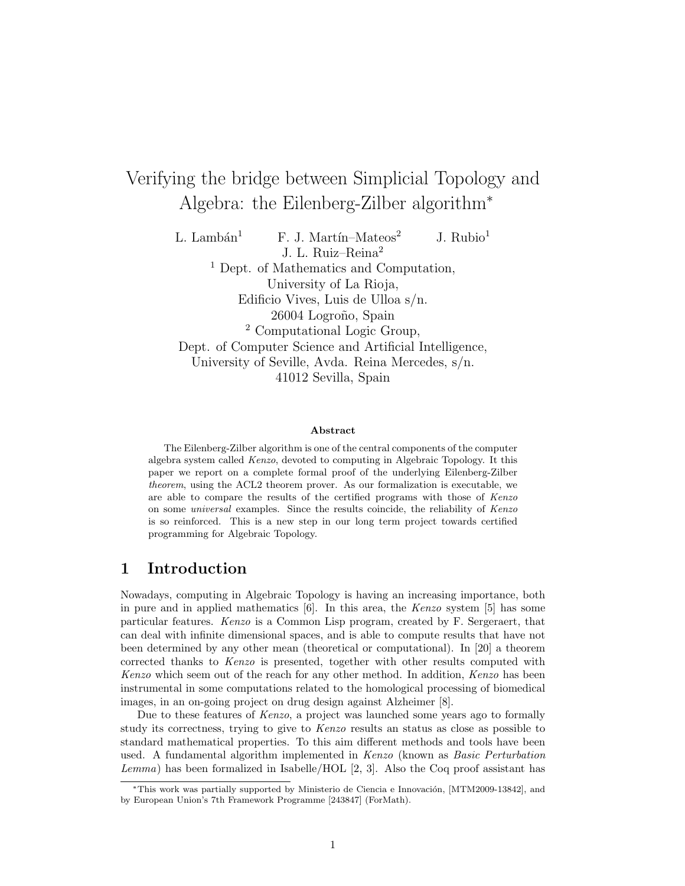# Verifying the bridge between Simplicial Topology and Algebra: the Eilenberg-Zilber algorithm*

L. Lambán[1] F. J. Martín–Mateos[2] J. Rubio[1]
J. L. Ruiz–Reina[2]

[1] Dept. of Mathematics and Computation,
University of La Rioja,
Edificio Vives, Luis de Ulloa s/n.
26004 Logroño, Spain

[2] Computational Logic Group,
Dept. of Computer Science and Artificial Intelligence,
University of Seville, Avda. Reina Mercedes, s/n.
41012 Sevilla, Spain

**Abstract**

The Eilenberg-Zilber algorithm is one of the central components of the computer algebra system called *Kenzo*, devoted to computing in Algebraic Topology. It this paper we report on a complete formal proof of the underlying Eilenberg-Zilber *theorem*, using the ACL2 theorem prover. As our formalization is executable, we are able to compare the results of the certified programs with those of *Kenzo* on some *universal* examples. Since the results coincide, the reliability of *Kenzo* is so reinforced. This is a new step in our long term project towards certified programming for Algebraic Topology.

## 1 Introduction

Nowadays, computing in Algebraic Topology is having an increasing importance, both in pure and in applied mathematics [6]. In this area, the *Kenzo* system [5] has some particular features. *Kenzo* is a Common Lisp program, created by F. Sergeraert, that can deal with infinite dimensional spaces, and is able to compute results that have not been determined by any other mean (theoretical or computational). In [20] a theorem corrected thanks to *Kenzo* is presented, together with other results computed with *Kenzo* which seem out of the reach for any other method. In addition, *Kenzo* has been instrumental in some computations related to the homological processing of biomedical images, in an on-going project on drug design against Alzheimer [8].

Due to these features of *Kenzo*, a project was launched some years ago to formally study its correctness, trying to give to *Kenzo* results an status as close as possible to standard mathematical properties. To this aim different methods and tools have been used. A fundamental algorithm implemented in *Kenzo* (known as *Basic Perturbation Lemma*) has been formalized in Isabelle/HOL [2, 3]. Also the Coq proof assistant has

*This work was partially supported by Ministerio de Ciencia e Innovación, [MTM2009-13842], and by European Union's 7th Framework Programme [243847] (ForMath).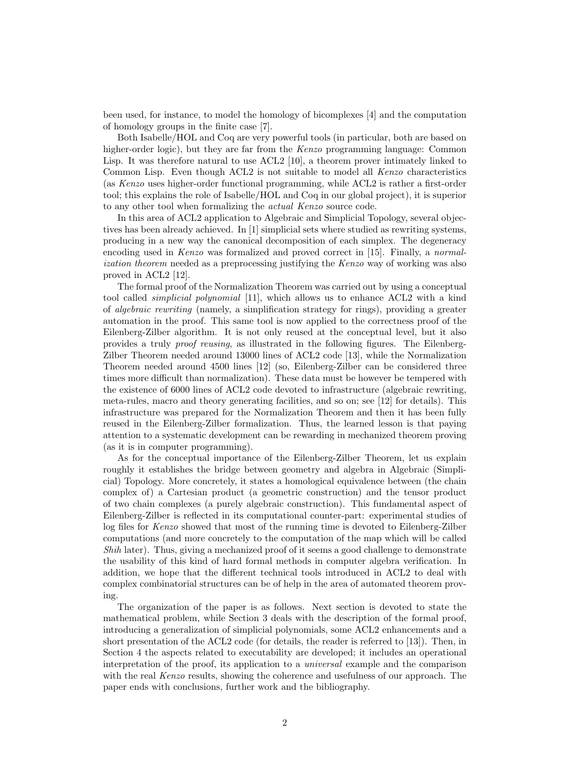been used, for instance, to model the homology of bicomplexes [4] and the computation of homology groups in the finite case [7].

Both Isabelle/HOL and Coq are very powerful tools (in particular, both are based on higher-order logic), but they are far from the *Kenzo* programming language: Common Lisp. It was therefore natural to use ACL2 [10], a theorem prover intimately linked to Common Lisp. Even though ACL2 is not suitable to model all *Kenzo* characteristics (as *Kenzo* uses higher-order functional programming, while ACL2 is rather a first-order tool; this explains the role of Isabelle/HOL and Coq in our global project), it is superior to any other tool when formalizing the *actual Kenzo* source code.

In this area of ACL2 application to Algebraic and Simplicial Topology, several objectives has been already achieved. In [1] simplicial sets where studied as rewriting systems, producing in a new way the canonical decomposition of each simplex. The degeneracy encoding used in *Kenzo* was formalized and proved correct in [15]. Finally, a *normalization theorem* needed as a preprocessing justifying the *Kenzo* way of working was also proved in ACL2 [12].

The formal proof of the Normalization Theorem was carried out by using a conceptual tool called *simplicial polynomial* [11], which allows us to enhance ACL2 with a kind of *algebraic rewriting* (namely, a simplification strategy for rings), providing a greater automation in the proof. This same tool is now applied to the correctness proof of the Eilenberg-Zilber algorithm. It is not only reused at the conceptual level, but it also provides a truly *proof reusing*, as illustrated in the following figures. The Eilenberg-Zilber Theorem needed around 13000 lines of ACL2 code [13], while the Normalization Theorem needed around 4500 lines [12] (so, Eilenberg-Zilber can be considered three times more difficult than normalization). These data must be however be tempered with the existence of 6000 lines of ACL2 code devoted to infrastructure (algebraic rewriting, meta-rules, macro and theory generating facilities, and so on; see [12] for details). This infrastructure was prepared for the Normalization Theorem and then it has been fully reused in the Eilenberg-Zilber formalization. Thus, the learned lesson is that paying attention to a systematic development can be rewarding in mechanized theorem proving (as it is in computer programming).

As for the conceptual importance of the Eilenberg-Zilber Theorem, let us explain roughly it establishes the bridge between geometry and algebra in Algebraic (Simplicial) Topology. More concretely, it states a homological equivalence between (the chain complex of) a Cartesian product (a geometric construction) and the tensor product of two chain complexes (a purely algebraic construction). This fundamental aspect of Eilenberg-Zilber is reflected in its computational counter-part: experimental studies of log files for *Kenzo* showed that most of the running time is devoted to Eilenberg-Zilber computations (and more concretely to the computation of the map which will be called *Shih* later). Thus, giving a mechanized proof of it seems a good challenge to demonstrate the usability of this kind of hard formal methods in computer algebra verification. In addition, we hope that the different technical tools introduced in ACL2 to deal with complex combinatorial structures can be of help in the area of automated theorem proving.

The organization of the paper is as follows. Next section is devoted to state the mathematical problem, while Section 3 deals with the description of the formal proof, introducing a generalization of simplicial polynomials, some ACL2 enhancements and a short presentation of the ACL2 code (for details, the reader is referred to [13]). Then, in Section 4 the aspects related to executability are developed; it includes an operational interpretation of the proof, its application to a *universal* example and the comparison with the real *Kenzo* results, showing the coherence and usefulness of our approach. The paper ends with conclusions, further work and the bibliography.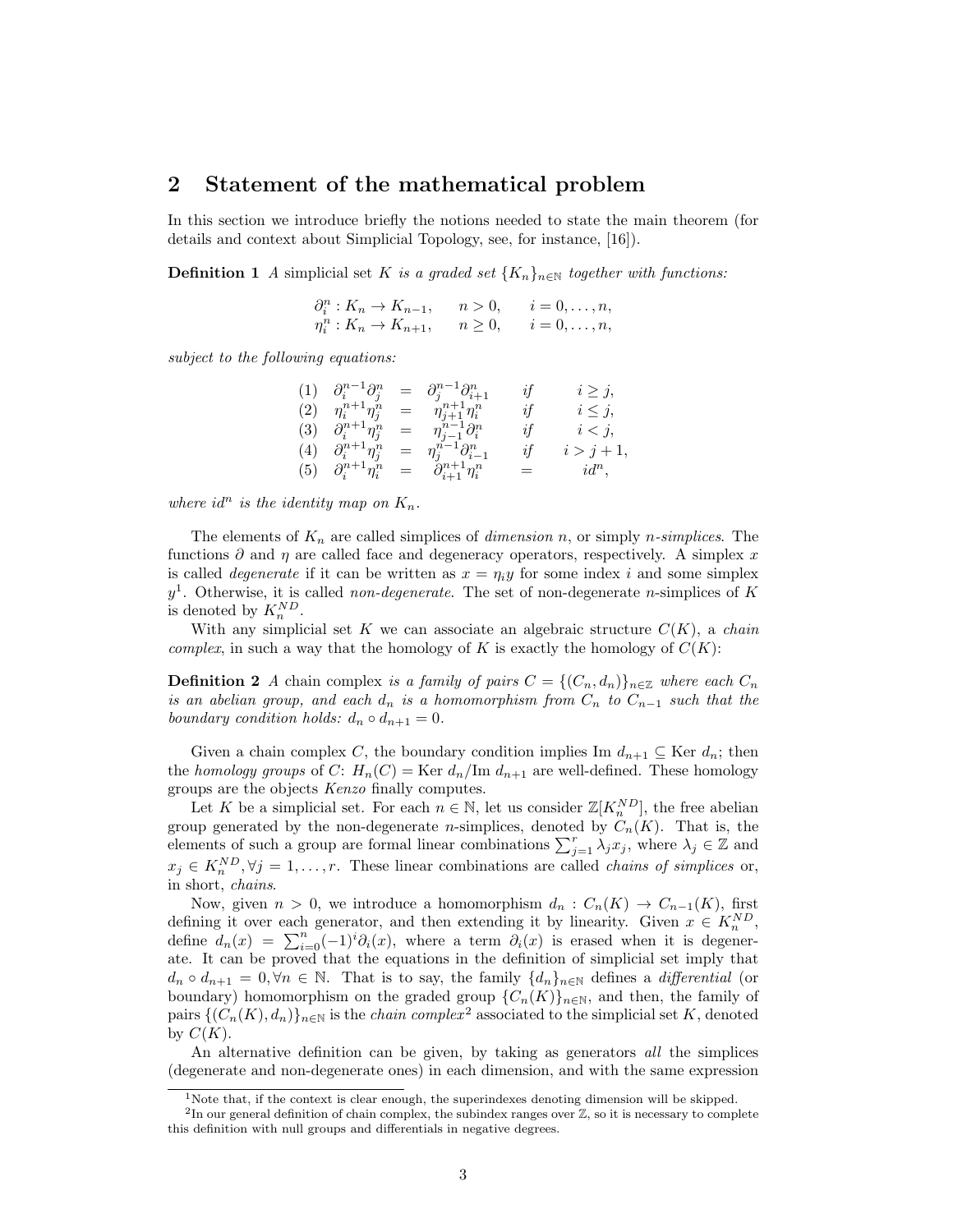## 2 Statement of the mathematical problem

In this section we introduce briefly the notions needed to state the main theorem (for details and context about Simplicial Topology, see, for instance, [16]).

**Definition 1** *A* simplicial set $K$ *is a graded set* $\{K_n\}_{n \in \mathbb{N}}$ *together with functions:*

$$\begin{array}{lll} \partial_i^n : K_n \to K_{n-1}, & n > 0, & i = 0, \dots, n, \\ \eta_i^n : K_n \to K_{n+1}, & n \geq 0, & i = 0, \dots, n, \end{array}$$

*subject to the following equations:*

$$\begin{array}{lrcllr} (1) & \partial_i^{n-1}\partial_j^n & = & \partial_j^{n-1}\partial_{i+1}^n & \text{if} & i \geq j, \\ (2) & \eta_i^{n+1}\eta_j^n & = & \eta_{j+1}^{n+1}\eta_i^n & \text{if} & i \leq j, \\ (3) & \partial_i^{n+1}\eta_j^n & = & \eta_{j-1}^{n-1}\partial_i^n & \text{if} & i < j, \\ (4) & \partial_i^{n+1}\eta_j^n & = & \eta_j^{n-1}\partial_{i-1}^n & \text{if} & i > j+1, \\ (5) & \partial_i^{n+1}\eta_i^n & = & \partial_{i+1}^{n+1}\eta_i^n & = & id^n, \end{array}$$

*where* $id^n$ *is the identity map on* $K_n$.

The elements of $K_n$ are called simplices of *dimension* $n$, or simply *n-simplices*. The functions $\partial$ and $\eta$ are called face and degeneracy operators, respectively. A simplex $x$ is called *degenerate* if it can be written as $x = \eta_i y$ for some index $i$ and some simplex $y$[1]. Otherwise, it is called *non-degenerate*. The set of non-degenerate $n$-simplices of $K$ is denoted by $K_n^{ND}$.

With any simplicial set $K$ we can associate an algebraic structure $C(K)$, a *chain complex*, in such a way that the homology of $K$ is exactly the homology of $C(K)$:

**Definition 2** *A* chain complex *is a family of pairs* $C = \{(C_n, d_n)\}_{n \in \mathbb{Z}}$ *where each* $C_n$ *is an abelian group, and each* $d_n$ *is a homomorphism from* $C_n$ *to* $C_{n-1}$ *such that the boundary condition holds:* $d_n \circ d_{n+1} = 0$.

Given a chain complex $C$, the boundary condition implies Im $d_{n+1} \subseteq$ Ker $d_n$; then the *homology groups* of $C$: $H_n(C) = \text{Ker } d_n / \text{Im } d_{n+1}$ are well-defined. These homology groups are the objects *Kenzo* finally computes.

Let $K$ be a simplicial set. For each $n \in \mathbb{N}$, let us consider $\mathbb{Z}[K_n^{ND}]$, the free abelian group generated by the non-degenerate $n$-simplices, denoted by $C_n(K)$. That is, the elements of such a group are formal linear combinations $\sum_{j=1}^{r} \lambda_j x_j$, where $\lambda_j \in \mathbb{Z}$ and $x_j \in K_n^{ND}, \forall j = 1, \dots, r$. These linear combinations are called *chains of simplices* or, in short, *chains*.

Now, given $n > 0$, we introduce a homomorphism $d_n : C_n(K) \to C_{n-1}(K)$, first defining it over each generator, and then extending it by linearity. Given $x \in K_n^{ND}$, define $d_n(x) = \sum_{i=0}^{n}(-1)^i \partial_i(x)$, where a term $\partial_i(x)$ is erased when it is degenerate. It can be proved that the equations in the definition of simplicial set imply that $d_n \circ d_{n+1} = 0, \forall n \in \mathbb{N}$. That is to say, the family $\{d_n\}_{n \in \mathbb{N}}$ defines a *differential* (or boundary) homomorphism on the graded group $\{C_n(K)\}_{n \in \mathbb{N}}$, and then, the family of pairs $\{(C_n(K), d_n)\}_{n \in \mathbb{N}}$ is the *chain complex*[2] associated to the simplicial set $K$, denoted by $C(K)$.

An alternative definition can be given, by taking as generators *all* the simplices (degenerate and non-degenerate ones) in each dimension, and with the same expression

---

[1] Note that, if the context is clear enough, the superindexes denoting dimension will be skipped.

[2] In our general definition of chain complex, the subindex ranges over $\mathbb{Z}$, so it is necessary to complete this definition with null groups and differentials in negative degrees.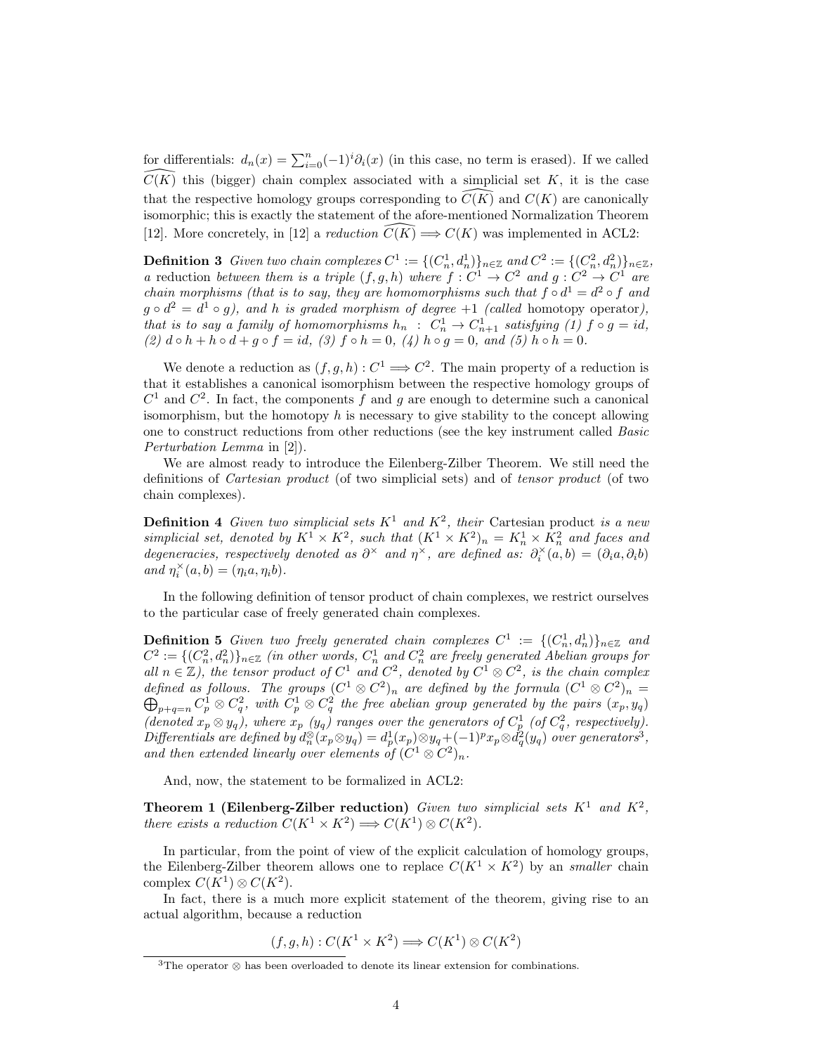for differentials: $d_n(x) = \sum_{i=0}^{n}(-1)^i \partial_i(x)$ (in this case, no term is erased). If we called $\widehat{C(K)}$ this (bigger) chain complex associated with a simplicial set $K$, it is the case that the respective homology groups corresponding to $\widehat{C(K)}$ and $C(K)$ are canonically isomorphic; this is exactly the statement of the afore-mentioned Normalization Theorem [12]. More concretely, in [12] a *reduction* $\widehat{C(K)} \Longrightarrow C(K)$ was implemented in ACL2:

**Definition 3** *Given two chain complexes $C^1 := \{(C^1_n, d^1_n)\}_{n\in\mathbb{Z}}$ and $C^2 := \{(C^2_n, d^2_n)\}_{n\in\mathbb{Z}}$, a* reduction *between them is a triple $(f, g, h)$ where $f : C^1 \to C^2$ and $g : C^2 \to C^1$ are chain morphisms (that is to say, they are homomorphisms such that $f \circ d^1 = d^2 \circ f$ and $g \circ d^2 = d^1 \circ g$), and $h$ is graded morphism of degree $+1$ (called* homotopy operator*), that is to say a family of homomorphisms $h_n : C^1_n \to C^1_{n+1}$ satisfying (1) $f \circ g = id$, (2) $d \circ h + h \circ d + g \circ f = id$, (3) $f \circ h = 0$, (4) $h \circ g = 0$, and (5) $h \circ h = 0$.*

We denote a reduction as $(f, g, h) : C^1 \Longrightarrow C^2$. The main property of a reduction is that it establishes a canonical isomorphism between the respective homology groups of $C^1$ and $C^2$. In fact, the components $f$ and $g$ are enough to determine such a canonical isomorphism, but the homotopy $h$ is necessary to give stability to the concept allowing one to construct reductions from other reductions (see the key instrument called *Basic Perturbation Lemma* in [2]).

We are almost ready to introduce the Eilenberg-Zilber Theorem. We still need the definitions of *Cartesian product* (of two simplicial sets) and of *tensor product* (of two chain complexes).

**Definition 4** *Given two simplicial sets $K^1$ and $K^2$, their* Cartesian product *is a new simplicial set, denoted by $K^1 \times K^2$, such that $(K^1 \times K^2)_n = K^1_n \times K^2_n$ and faces and degeneracies, respectively denoted as $\partial^\times$ and $\eta^\times$, are defined as: $\partial^\times_i(a, b) = (\partial_i a, \partial_i b)$ and $\eta^\times_i(a, b) = (\eta_i a, \eta_i b)$.*

In the following definition of tensor product of chain complexes, we restrict ourselves to the particular case of freely generated chain complexes.

**Definition 5** *Given two freely generated chain complexes $C^1 := \{(C^1_n, d^1_n)\}_{n\in\mathbb{Z}}$ and $C^2 := \{(C^2_n, d^2_n)\}_{n\in\mathbb{Z}}$ (in other words, $C^1_n$ and $C^2_n$ are freely generated Abelian groups for all $n \in \mathbb{Z}$), the tensor product of $C^1$ and $C^2$, denoted by $C^1 \otimes C^2$, is the chain complex defined as follows. The groups $(C^1 \otimes C^2)_n$ are defined by the formula $(C^1 \otimes C^2)_n = \bigoplus_{p+q=n} C^1_p \otimes C^2_q$, with $C^1_p \otimes C^2_q$ the free abelian group generated by the pairs $(x_p, y_q)$ (denoted $x_p \otimes y_q$), where $x_p$ ($y_q$) ranges over the generators of $C^1_p$ (of $C^2_q$, respectively). Differentials are defined by $d^\otimes_n(x_p \otimes y_q) = d^1_p(x_p) \otimes y_q + (-1)^p x_p \otimes d^2_q(y_q)$ over generators*[3]*, and then extended linearly over elements of $(C^1 \otimes C^2)_n$.*

And, now, the statement to be formalized in ACL2:

**Theorem 1 (Eilenberg-Zilber reduction)** *Given two simplicial sets $K^1$ and $K^2$, there exists a reduction $C(K^1 \times K^2) \Longrightarrow C(K^1) \otimes C(K^2)$.*

In particular, from the point of view of the explicit calculation of homology groups, the Eilenberg-Zilber theorem allows one to replace $C(K^1 \times K^2)$ by an *smaller* chain complex $C(K^1) \otimes C(K^2)$.

In fact, there is a much more explicit statement of the theorem, giving rise to an actual algorithm, because a reduction

$$(f, g, h) : C(K^1 \times K^2) \Longrightarrow C(K^1) \otimes C(K^2)$$

[3] The operator $\otimes$ has been overloaded to denote its linear extension for combinations.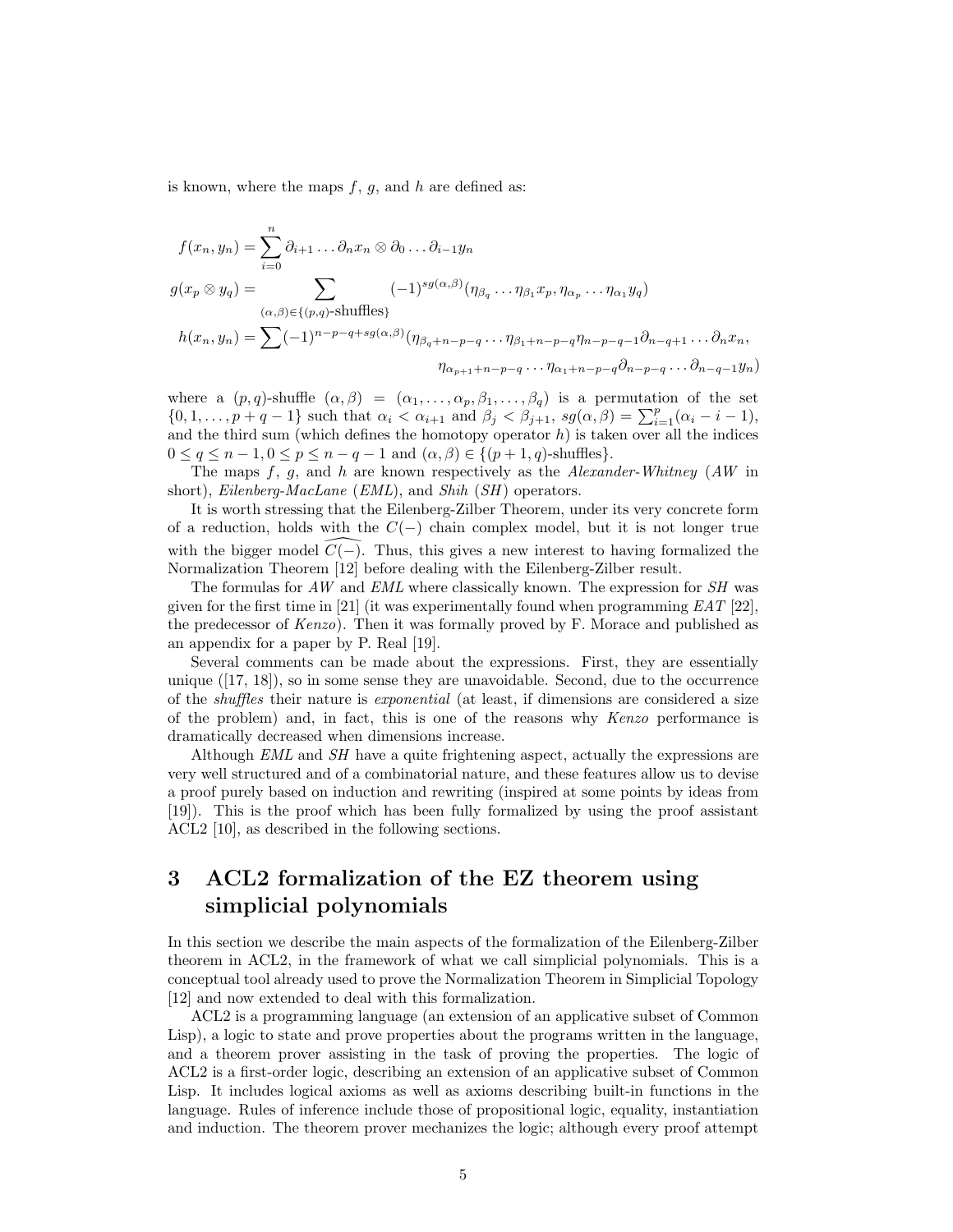is known, where the maps $f$, $g$, and $h$ are defined as:

$$
\begin{aligned}
f(x_n, y_n) &= \sum_{i=0}^{n} \partial_{i+1} \dots \partial_n x_n \otimes \partial_0 \dots \partial_{i-1} y_n \\
g(x_p \otimes y_q) &= \sum_{(\alpha,\beta)\in\{(p,q)\text{-shuffles}\}} (-1)^{sg(\alpha,\beta)} (\eta_{\beta_q} \dots \eta_{\beta_1} x_p, \eta_{\alpha_p} \dots \eta_{\alpha_1} y_q) \\
h(x_n, y_n) &= \sum (-1)^{n-p-q+sg(\alpha,\beta)} (\eta_{\beta_q+n-p-q} \dots \eta_{\beta_1+n-p-q} \eta_{n-p-q-1} \partial_{n-q+1} \dots \partial_n x_n, \\
&\qquad\qquad \eta_{\alpha_{p+1}+n-p-q} \dots \eta_{\alpha_1+n-p-q} \partial_{n-p-q} \dots \partial_{n-q-1} y_n)
\end{aligned}
$$

where a $(p, q)$-shuffle $(\alpha, \beta) = (\alpha_1, \dots, \alpha_p, \beta_1, \dots, \beta_q)$ is a permutation of the set $\{0, 1, \dots, p + q - 1\}$ such that $\alpha_i < \alpha_{i+1}$ and $\beta_j < \beta_{j+1}$, $sg(\alpha, \beta) = \sum_{i=1}^{p}(\alpha_i - i - 1)$, and the third sum (which defines the homotopy operator $h$) is taken over all the indices $0 \le q \le n - 1, 0 \le p \le n - q - 1$ and $(\alpha, \beta) \in \{(p + 1, q)\text{-shuffles}\}$.

The maps $f$, $g$, and $h$ are known respectively as the *Alexander-Whitney* (*AW* in short), *Eilenberg-MacLane* (*EML*), and *Shih* (*SH*) operators.

It is worth stressing that the Eilenberg-Zilber Theorem, under its very concrete form of a reduction, holds with the $C(-)$ chain complex model, but it is not longer true with the bigger model $\widehat{C(-)}$. Thus, this gives a new interest to having formalized the Normalization Theorem [12] before dealing with the Eilenberg-Zilber result.

The formulas for *AW* and *EML* where classically known. The expression for *SH* was given for the first time in [21] (it was experimentally found when programming *EAT* [22], the predecessor of *Kenzo*). Then it was formally proved by F. Morace and published as an appendix for a paper by P. Real [19].

Several comments can be made about the expressions. First, they are essentially unique ([17, 18]), so in some sense they are unavoidable. Second, due to the occurrence of the *shuffles* their nature is *exponential* (at least, if dimensions are considered a size of the problem) and, in fact, this is one of the reasons why *Kenzo* performance is dramatically decreased when dimensions increase.

Although *EML* and *SH* have a quite frightening aspect, actually the expressions are very well structured and of a combinatorial nature, and these features allow us to devise a proof purely based on induction and rewriting (inspired at some points by ideas from [19]). This is the proof which has been fully formalized by using the proof assistant ACL2 [10], as described in the following sections.

# 3 ACL2 formalization of the EZ theorem using simplicial polynomials

In this section we describe the main aspects of the formalization of the Eilenberg-Zilber theorem in ACL2, in the framework of what we call simplicial polynomials. This is a conceptual tool already used to prove the Normalization Theorem in Simplicial Topology [12] and now extended to deal with this formalization.

ACL2 is a programming language (an extension of an applicative subset of Common Lisp), a logic to state and prove properties about the programs written in the language, and a theorem prover assisting in the task of proving the properties. The logic of ACL2 is a first-order logic, describing an extension of an applicative subset of Common Lisp. It includes logical axioms as well as axioms describing built-in functions in the language. Rules of inference include those of propositional logic, equality, instantiation and induction. The theorem prover mechanizes the logic; although every proof attempt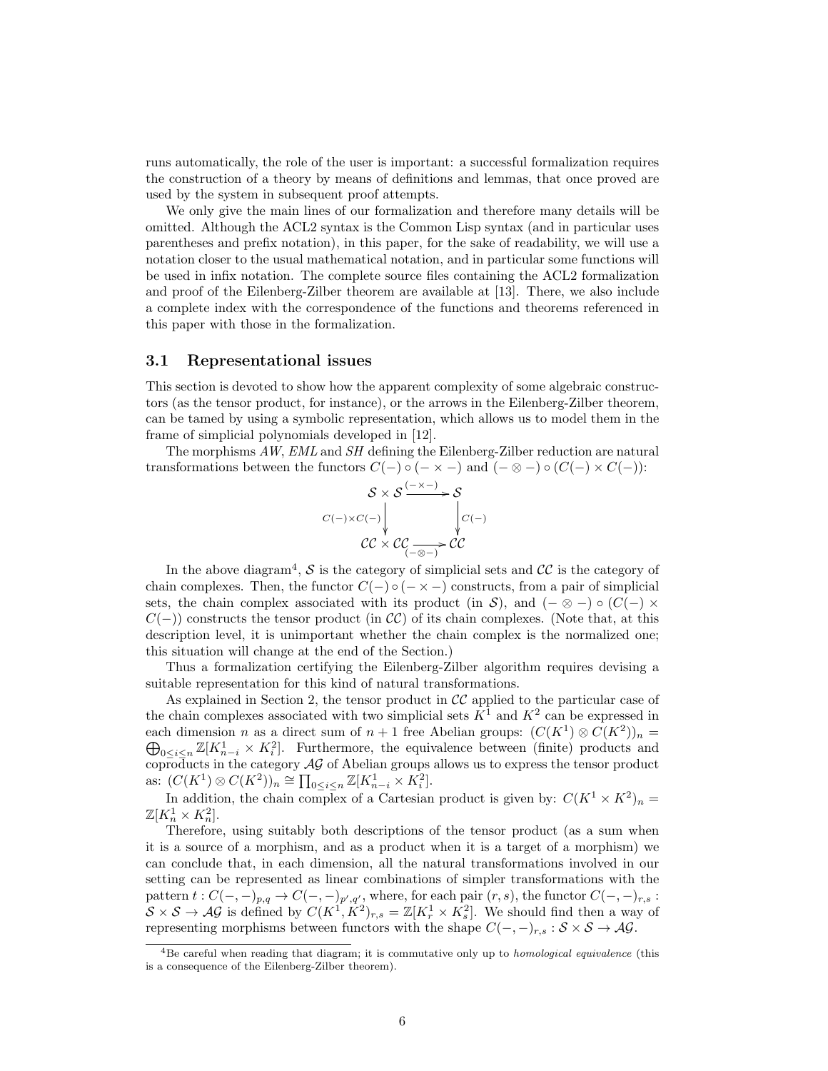runs automatically, the role of the user is important: a successful formalization requires the construction of a theory by means of definitions and lemmas, that once proved are used by the system in subsequent proof attempts.

We only give the main lines of our formalization and therefore many details will be omitted. Although the ACL2 syntax is the Common Lisp syntax (and in particular uses parentheses and prefix notation), in this paper, for the sake of readability, we will use a notation closer to the usual mathematical notation, and in particular some functions will be used in infix notation. The complete source files containing the ACL2 formalization and proof of the Eilenberg-Zilber theorem are available at [13]. There, we also include a complete index with the correspondence of the functions and theorems referenced in this paper with those in the formalization.

### 3.1 Representational issues

This section is devoted to show how the apparent complexity of some algebraic constructors (as the tensor product, for instance), or the arrows in the Eilenberg-Zilber theorem, can be tamed by using a symbolic representation, which allows us to model them in the frame of simplicial polynomials developed in [12].

The morphisms *AW*, *EML* and *SH* defining the Eilenberg-Zilber reduction are natural transformations between the functors $C(-) \circ (- \times -)$ and $(- \otimes -) \circ (C(-) \times C(-))$:

$$\begin{array}{ccc} \mathcal{S} \times \mathcal{S} & \xrightarrow{(- \times -)} & \mathcal{S} \\ {\scriptstyle C(-)\times C(-)} \downarrow & & \downarrow {\scriptstyle C(-)} \\ \mathcal{CC} \times \mathcal{CC} & \xrightarrow[(- \otimes -)]{} & \mathcal{CC} \end{array}$$

In the above diagram[4], $\mathcal{S}$ is the category of simplicial sets and $\mathcal{CC}$ is the category of chain complexes. Then, the functor $C(-) \circ (- \times -)$ constructs, from a pair of simplicial sets, the chain complex associated with its product (in $\mathcal{S}$), and $(- \otimes -) \circ (C(-) \times C(-))$ constructs the tensor product (in $\mathcal{CC}$) of its chain complexes. (Note that, at this description level, it is unimportant whether the chain complex is the normalized one; this situation will change at the end of the Section.)

Thus a formalization certifying the Eilenberg-Zilber algorithm requires devising a suitable representation for this kind of natural transformations.

As explained in Section 2, the tensor product in $\mathcal{CC}$ applied to the particular case of the chain complexes associated with two simplicial sets $K^1$ and $K^2$ can be expressed in each dimension $n$ as a direct sum of $n+1$ free Abelian groups: $(C(K^1) \otimes C(K^2))_n = \bigoplus_{0 \leq i \leq n} \mathbb{Z}[K^1_{n-i} \times K^2_i]$. Furthermore, the equivalence between (finite) products and coproducts in the category $\mathcal{AG}$ of Abelian groups allows us to express the tensor product as: $(C(K^1) \otimes C(K^2))_n \cong \prod_{0 \leq i \leq n} \mathbb{Z}[K^1_{n-i} \times K^2_i]$.

In addition, the chain complex of a Cartesian product is given by: $C(K^1 \times K^2)_n = \mathbb{Z}[K^1_n \times K^2_n]$.

Therefore, using suitably both descriptions of the tensor product (as a sum when it is a source of a morphism, and as a product when it is a target of a morphism) we can conclude that, in each dimension, all the natural transformations involved in our setting can be represented as linear combinations of simpler transformations with the pattern $t : C(-,-)_{p,q} \to C(-,-)_{p',q'}$, where, for each pair $(r,s)$, the functor $C(-,-)_{r,s} : \mathcal{S} \times \mathcal{S} \to \mathcal{AG}$ is defined by $C(K^1, K^2)_{r,s} = \mathbb{Z}[K^1_r \times K^2_s]$. We should find then a way of representing morphisms between functors with the shape $C(-,-)_{r,s} : \mathcal{S} \times \mathcal{S} \to \mathcal{AG}$.

[4] Be careful when reading that diagram; it is commutative only up to *homological equivalence* (this is a consequence of the Eilenberg-Zilber theorem).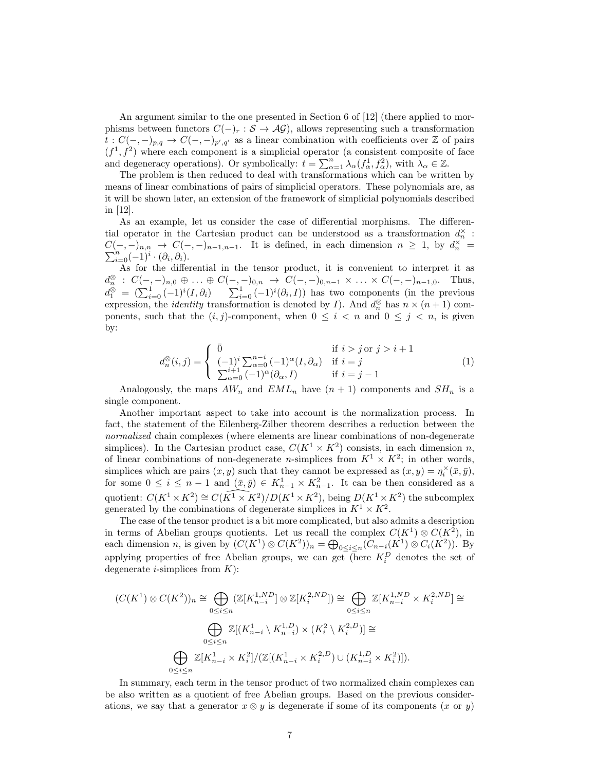An argument similar to the one presented in Section 6 of [12] (there applied to morphisms between functors $C(-)_r : \mathcal{S} \to \mathcal{AG}$), allows representing such a transformation $t : C(-,-)_{p,q} \to C(-,-)_{p',q'}$ as a linear combination with coefficients over $\mathbb{Z}$ of pairs $(f^1, f^2)$ where each component is a simplicial operator (a consistent composite of face and degeneracy operations). Or symbolically: $t = \sum_{\alpha=1}^{n} \lambda_\alpha (f^1_\alpha, f^2_\alpha)$, with $\lambda_\alpha \in \mathbb{Z}$.

The problem is then reduced to deal with transformations which can be written by means of linear combinations of pairs of simplicial operators. These polynomials are, as it will be shown later, an extension of the framework of simplicial polynomials described in [12].

As an example, let us consider the case of differential morphisms. The differential operator in the Cartesian product can be understood as a transformation $d^\times_n : C(-,-)_{n,n} \to C(-,-)_{n-1,n-1}$. It is defined, in each dimension $n \geq 1$, by $d^\times_n = \sum_{i=0}^{n} (-1)^i \cdot (\partial_i, \partial_i)$.

As for the differential in the tensor product, it is convenient to interpret it as $d^\otimes_n : C(-,-)_{n,0} \oplus \ldots \oplus C(-,-)_{0,n} \to C(-,-)_{0,n-1} \times \ldots \times C(-,-)_{n-1,0}$. Thus, $d^\otimes_1 = (\sum_{i=0}^{1} (-1)^i (I, \partial_i) \quad \sum_{i=0}^{1} (-1)^i (\partial_i, I))$ has two components (in the previous expression, the *identity* transformation is denoted by $I$). And $d^\otimes_n$ has $n \times (n+1)$ components, such that the $(i,j)$-component, when $0 \leq i < n$ and $0 \leq j < n$, is given by:

$$d^\otimes_n(i,j) = \begin{cases} \bar{0} & \text{if } i > j \text{ or } j > i+1 \\ (-1)^i \sum_{\alpha=0}^{n-i} (-1)^\alpha (I, \partial_\alpha) & \text{if } i = j \\ \sum_{\alpha=0}^{i+1} (-1)^\alpha (\partial_\alpha, I) & \text{if } i = j-1 \end{cases} \tag{1}$$

Analogously, the maps $AW_n$ and $EML_n$ have $(n+1)$ components and $SH_n$ is a single component.

Another important aspect to take into account is the normalization process. In fact, the statement of the Eilenberg-Zilber theorem describes a reduction between the *normalized* chain complexes (where elements are linear combinations of non-degenerate simplices). In the Cartesian product case, $C(K^1 \times K^2)$ consists, in each dimension $n$, of linear combinations of non-degenerate $n$-simplices from $K^1 \times K^2$; in other words, simplices which are pairs $(x, y)$ such that they cannot be expressed as $(x, y) = \eta^\times_i(\bar{x}, \bar{y})$, for some $0 \leq i \leq n-1$ and $(\bar{x}, \bar{y}) \in K^1_{n-1} \times K^2_{n-1}$. It can be then considered as a quotient: $C(K^1 \times K^2) \cong C(\widehat{K^1 \times K^2})/D(K^1 \times K^2)$, being $D(K^1 \times K^2)$ the subcomplex generated by the combinations of degenerate simplices in $K^1 \times K^2$.

The case of the tensor product is a bit more complicated, but also admits a description in terms of Abelian groups quotients. Let us recall the complex $C(K^1) \otimes C(K^2)$, in each dimension $n$, is given by $(C(K^1) \otimes C(K^2))_n = \bigoplus_{0 \leq i \leq n} (C_{n-i}(K^1) \otimes C_i(K^2))$. By applying properties of free Abelian groups, we can get (here $K^D_i$ denotes the set of degenerate $i$-simplices from $K$):

$$(C(K^1) \otimes C(K^2))_n \cong \bigoplus_{0 \leq i \leq n} (\mathbb{Z}[K^{1,ND}_{n-i}] \otimes \mathbb{Z}[K^{2,ND}_i]) \cong \bigoplus_{0 \leq i \leq n} \mathbb{Z}[K^{1,ND}_{n-i} \times K^{2,ND}_i] \cong$$

$$\bigoplus_{0 \leq i \leq n} \mathbb{Z}[(K^1_{n-i} \setminus K^{1,D}_{n-i}) \times (K^2_i \setminus K^{2,D}_i)] \cong$$

$$\bigoplus_{0 \leq i \leq n} \mathbb{Z}[K^1_{n-i} \times K^2_i]/(\mathbb{Z}[(K^1_{n-i} \times K^{2,D}_i) \cup (K^{1,D}_{n-i} \times K^2_i)]).$$

In summary, each term in the tensor product of two normalized chain complexes can be also written as a quotient of free Abelian groups. Based on the previous considerations, we say that a generator $x \otimes y$ is degenerate if some of its components ($x$ or $y$)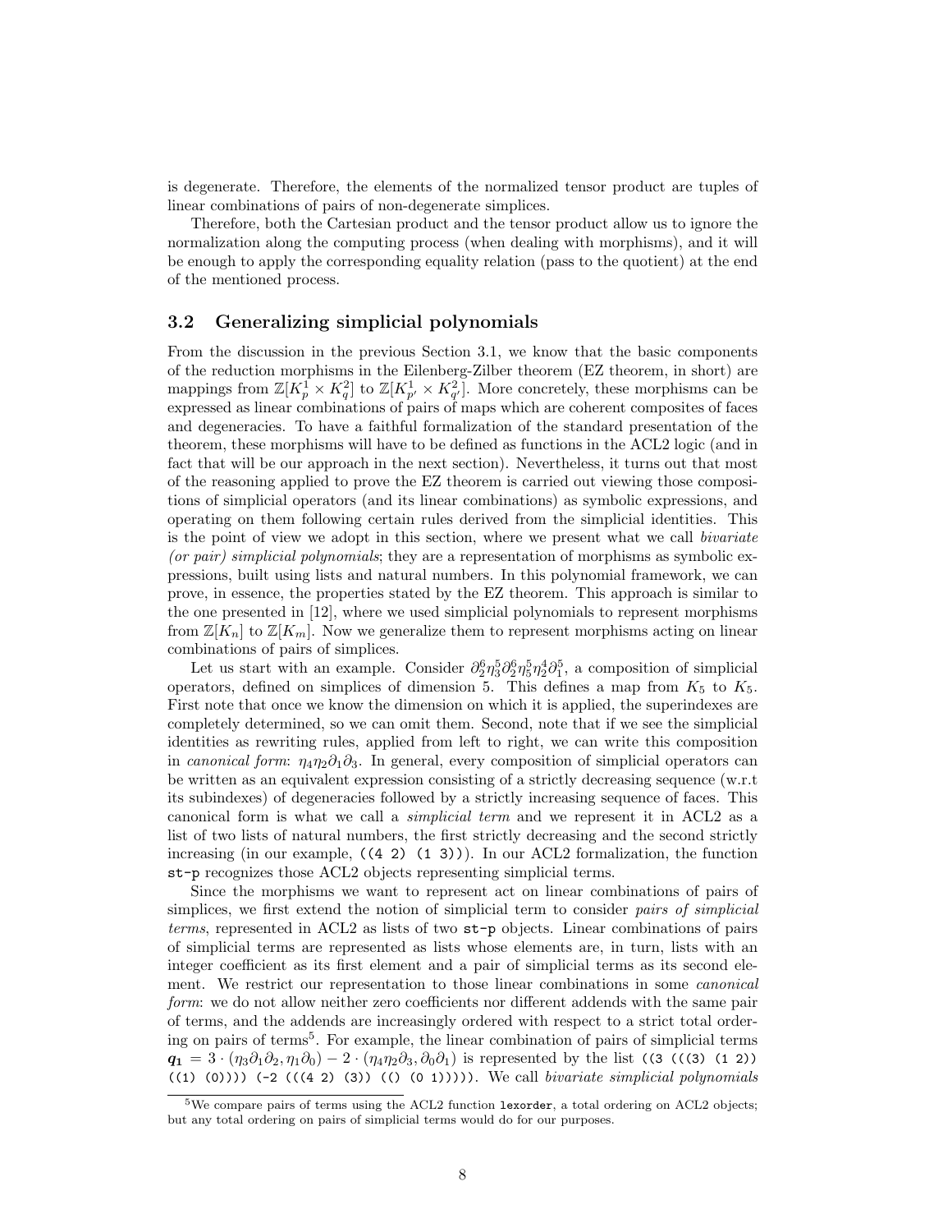is degenerate. Therefore, the elements of the normalized tensor product are tuples of linear combinations of pairs of non-degenerate simplices.

Therefore, both the Cartesian product and the tensor product allow us to ignore the normalization along the computing process (when dealing with morphisms), and it will be enough to apply the corresponding equality relation (pass to the quotient) at the end of the mentioned process.

### 3.2 Generalizing simplicial polynomials

From the discussion in the previous Section 3.1, we know that the basic components of the reduction morphisms in the Eilenberg-Zilber theorem (EZ theorem, in short) are mappings from $\mathbb{Z}[K^1_p \times K^2_q]$ to $\mathbb{Z}[K^1_{p'} \times K^2_{q'}]$. More concretely, these morphisms can be expressed as linear combinations of pairs of maps which are coherent composites of faces and degeneracies. To have a faithful formalization of the standard presentation of the theorem, these morphisms will have to be defined as functions in the ACL2 logic (and in fact that will be our approach in the next section). Nevertheless, it turns out that most of the reasoning applied to prove the EZ theorem is carried out viewing those compositions of simplicial operators (and its linear combinations) as symbolic expressions, and operating on them following certain rules derived from the simplicial identities. This is the point of view we adopt in this section, where we present what we call *bivariate (or pair) simplicial polynomials*; they are a representation of morphisms as symbolic expressions, built using lists and natural numbers. In this polynomial framework, we can prove, in essence, the properties stated by the EZ theorem. This approach is similar to the one presented in [12], where we used simplicial polynomials to represent morphisms from $\mathbb{Z}[K_n]$ to $\mathbb{Z}[K_m]$. Now we generalize them to represent morphisms acting on linear combinations of pairs of simplices.

Let us start with an example. Consider $\partial^6_2\eta^5_3\partial^6_2\eta^5_5\eta^4_2\partial^5_1$, a composition of simplicial operators, defined on simplices of dimension 5. This defines a map from $K_5$ to $K_5$. First note that once we know the dimension on which it is applied, the superindexes are completely determined, so we can omit them. Second, note that if we see the simplicial identities as rewriting rules, applied from left to right, we can write this composition in *canonical form*: $\eta_4\eta_2\partial_1\partial_3$. In general, every composition of simplicial operators can be written as an equivalent expression consisting of a strictly decreasing sequence (w.r.t its subindexes) of degeneracies followed by a strictly increasing sequence of faces. This canonical form is what we call a *simplicial term* and we represent it in ACL2 as a list of two lists of natural numbers, the first strictly decreasing and the second strictly increasing (in our example, `((4 2) (1 3))`). In our ACL2 formalization, the function `st-p` recognizes those ACL2 objects representing simplicial terms.

Since the morphisms we want to represent act on linear combinations of pairs of simplices, we first extend the notion of simplicial term to consider *pairs of simplicial terms*, represented in ACL2 as lists of two `st-p` objects. Linear combinations of pairs of simplicial terms are represented as lists whose elements are, in turn, lists with an integer coefficient as its first element and a pair of simplicial terms as its second element. We restrict our representation to those linear combinations in some *canonical form*: we do not allow neither zero coefficients nor different addends with the same pair of terms, and the addends are increasingly ordered with respect to a strict total ordering on pairs of terms[5]. For example, the linear combination of pairs of simplicial terms $\boldsymbol{q_1} = 3 \cdot (\eta_3\partial_1\partial_2, \eta_1\partial_0) - 2 \cdot (\eta_4\eta_2\partial_3, \partial_0\partial_1)$ is represented by the list `((3 (((3) (1 2)) ((1) (0)))) (-2 (((4 2) (3)) (() (0 1)))))`. We call *bivariate simplicial polynomials*

[5] We compare pairs of terms using the ACL2 function `lexorder`, a total ordering on ACL2 objects; but any total ordering on pairs of simplicial terms would do for our purposes.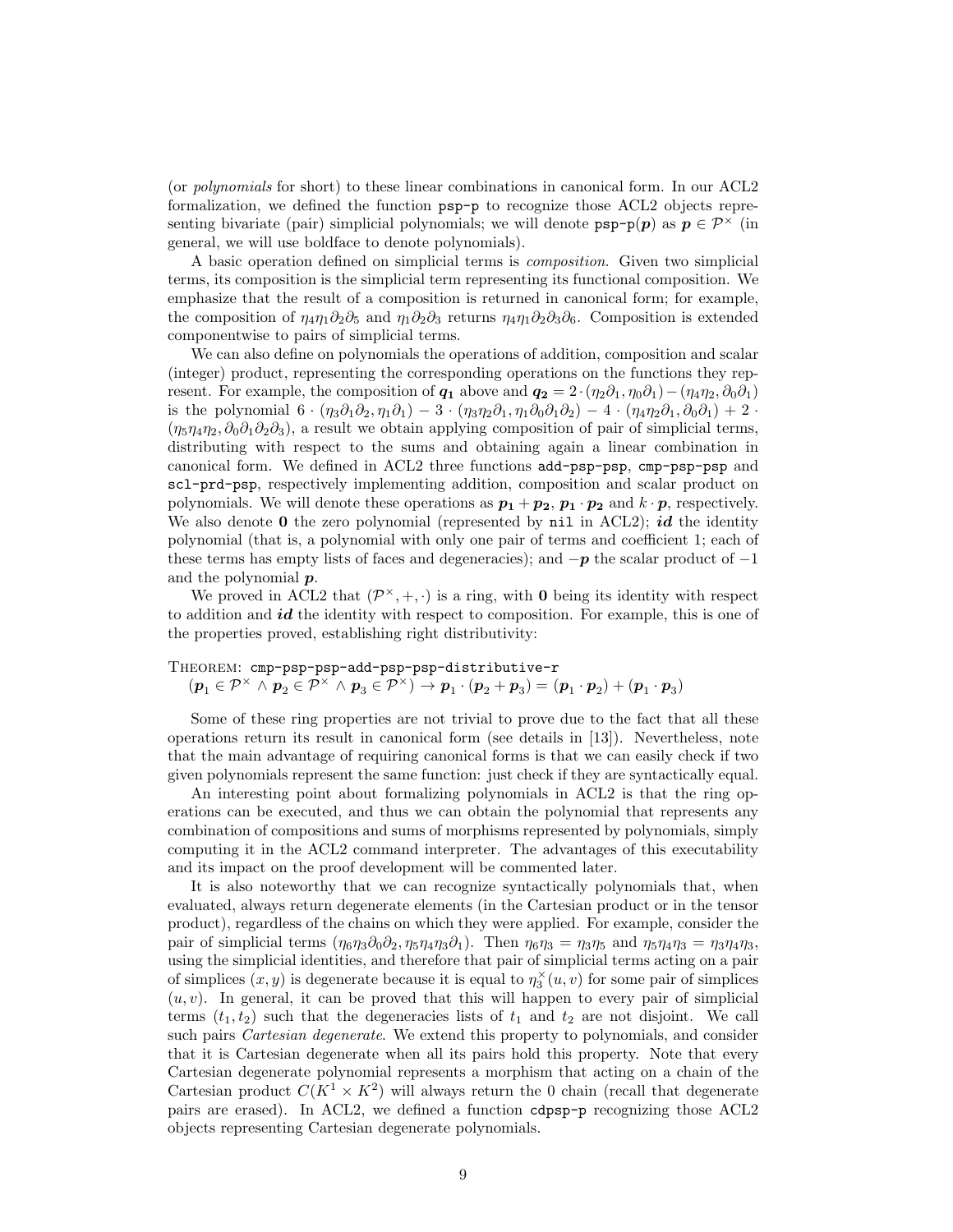(or *polynomials* for short) to these linear combinations in canonical form. In our ACL2 formalization, we defined the function `psp-p` to recognize those ACL2 objects representing bivariate (pair) simplicial polynomials; we will denote `psp-p`($\boldsymbol{p}$) as $\boldsymbol{p} \in \mathcal{P}^{\times}$ (in general, we will use boldface to denote polynomials).

A basic operation defined on simplicial terms is *composition*. Given two simplicial terms, its composition is the simplicial term representing its functional composition. We emphasize that the result of a composition is returned in canonical form; for example, the composition of $\eta_4\eta_1\partial_2\partial_5$ and $\eta_1\partial_2\partial_3$ returns $\eta_4\eta_1\partial_2\partial_3\partial_6$. Composition is extended componentwise to pairs of simplicial terms.

We can also define on polynomials the operations of addition, composition and scalar (integer) product, representing the corresponding operations on the functions they represent. For example, the composition of $\boldsymbol{q_1}$ above and $\boldsymbol{q_2} = 2\cdot(\eta_2\partial_1, \eta_0\partial_1) - (\eta_4\eta_2, \partial_0\partial_1)$ is the polynomial $6\cdot(\eta_3\partial_1\partial_2, \eta_1\partial_1) - 3\cdot(\eta_3\eta_2\partial_1, \eta_1\partial_0\partial_1\partial_2) - 4\cdot(\eta_4\eta_2\partial_1, \partial_0\partial_1) + 2\cdot(\eta_5\eta_4\eta_2, \partial_0\partial_1\partial_2\partial_3)$, a result we obtain applying composition of pair of simplicial terms, distributing with respect to the sums and obtaining again a linear combination in canonical form. We defined in ACL2 three functions `add-psp-psp`, `cmp-psp-psp` and `scl-prd-psp`, respectively implementing addition, composition and scalar product on polynomials. We will denote these operations as $\boldsymbol{p_1} + \boldsymbol{p_2}$, $\boldsymbol{p_1}\cdot\boldsymbol{p_2}$ and $k\cdot\boldsymbol{p}$, respectively. We also denote $\boldsymbol{0}$ the zero polynomial (represented by `nil` in ACL2); $\boldsymbol{id}$ the identity polynomial (that is, a polynomial with only one pair of terms and coefficient 1; each of these terms has empty lists of faces and degeneracies); and $-\boldsymbol{p}$ the scalar product of $-1$ and the polynomial $\boldsymbol{p}$.

We proved in ACL2 that $(\mathcal{P}^{\times}, +, \cdot)$ is a ring, with $\boldsymbol{0}$ being its identity with respect to addition and $\boldsymbol{id}$ the identity with respect to composition. For example, this is one of the properties proved, establishing right distributivity:

THEOREM: `cmp-psp-psp-add-psp-psp-distributive-r`
$(\boldsymbol{p}_1 \in \mathcal{P}^{\times} \wedge \boldsymbol{p}_2 \in \mathcal{P}^{\times} \wedge \boldsymbol{p}_3 \in \mathcal{P}^{\times}) \rightarrow \boldsymbol{p}_1\cdot(\boldsymbol{p}_2 + \boldsymbol{p}_3) = (\boldsymbol{p}_1\cdot\boldsymbol{p}_2) + (\boldsymbol{p}_1\cdot\boldsymbol{p}_3)$

Some of these ring properties are not trivial to prove due to the fact that all these operations return its result in canonical form (see details in [13]). Nevertheless, note that the main advantage of requiring canonical forms is that we can easily check if two given polynomials represent the same function: just check if they are syntactically equal.

An interesting point about formalizing polynomials in ACL2 is that the ring operations can be executed, and thus we can obtain the polynomial that represents any combination of compositions and sums of morphisms represented by polynomials, simply computing it in the ACL2 command interpreter. The advantages of this executability and its impact on the proof development will be commented later.

It is also noteworthy that we can recognize syntactically polynomials that, when evaluated, always return degenerate elements (in the Cartesian product or in the tensor product), regardless of the chains on which they were applied. For example, consider the pair of simplicial terms $(\eta_6\eta_3\partial_0\partial_2, \eta_5\eta_4\eta_3\partial_1)$. Then $\eta_6\eta_3 = \eta_3\eta_5$ and $\eta_5\eta_4\eta_3 = \eta_3\eta_4\eta_3$, using the simplicial identities, and therefore that pair of simplicial terms acting on a pair of simplices $(x, y)$ is degenerate because it is equal to $\eta_3^{\times}(u, v)$ for some pair of simplices $(u, v)$. In general, it can be proved that this will happen to every pair of simplicial terms $(t_1, t_2)$ such that the degeneracies lists of $t_1$ and $t_2$ are not disjoint. We call such pairs *Cartesian degenerate*. We extend this property to polynomials, and consider that it is Cartesian degenerate when all its pairs hold this property. Note that every Cartesian degenerate polynomial represents a morphism that acting on a chain of the Cartesian product $C(K^1 \times K^2)$ will always return the 0 chain (recall that degenerate pairs are erased). In ACL2, we defined a function `cdpsp-p` recognizing those ACL2 objects representing Cartesian degenerate polynomials.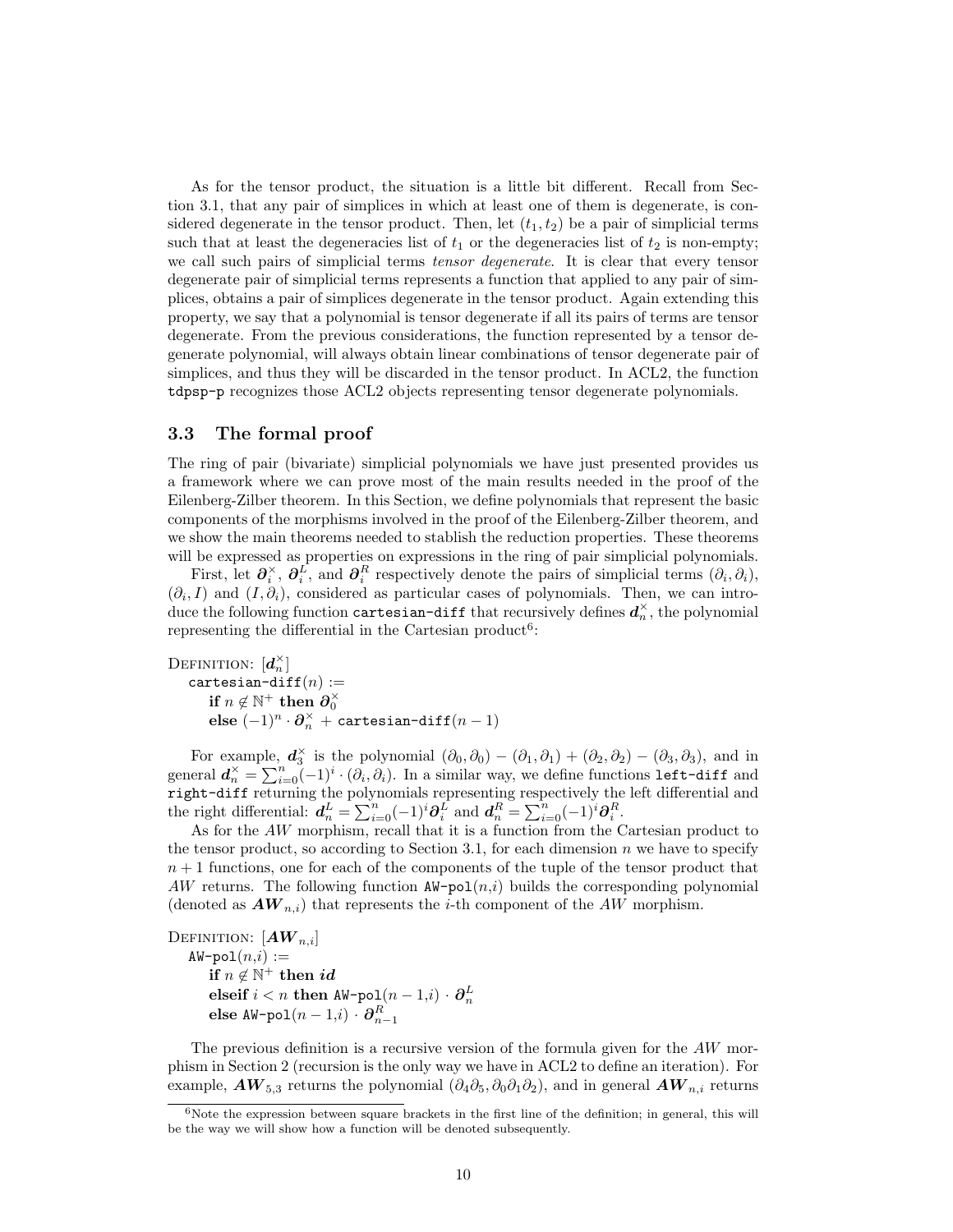As for the tensor product, the situation is a little bit different. Recall from Section 3.1, that any pair of simplices in which at least one of them is degenerate, is considered degenerate in the tensor product. Then, let $(t_1, t_2)$ be a pair of simplicial terms such that at least the degeneracies list of $t_1$ or the degeneracies list of $t_2$ is non-empty; we call such pairs of simplicial terms *tensor degenerate*. It is clear that every tensor degenerate pair of simplicial terms represents a function that applied to any pair of simplices, obtains a pair of simplices degenerate in the tensor product. Again extending this property, we say that a polynomial is tensor degenerate if all its pairs of terms are tensor degenerate. From the previous considerations, the function represented by a tensor degenerate polynomial, will always obtain linear combinations of tensor degenerate pair of simplices, and thus they will be discarded in the tensor product. In ACL2, the function `tdpsp-p` recognizes those ACL2 objects representing tensor degenerate polynomials.

### 3.3 The formal proof

The ring of pair (bivariate) simplicial polynomials we have just presented provides us a framework where we can prove most of the main results needed in the proof of the Eilenberg-Zilber theorem. In this Section, we define polynomials that represent the basic components of the morphisms involved in the proof of the Eilenberg-Zilber theorem, and we show the main theorems needed to stablish the reduction properties. These theorems will be expressed as properties on expressions in the ring of pair simplicial polynomials.

First, let $\boldsymbol{\partial}_i^\times$, $\boldsymbol{\partial}_i^L$, and $\boldsymbol{\partial}_i^R$ respectively denote the pairs of simplicial terms $(\partial_i, \partial_i)$, $(\partial_i, I)$ and $(I, \partial_i)$, considered as particular cases of polynomials. Then, we can introduce the following function `cartesian-diff` that recursively defines $\boldsymbol{d}_n^\times$, the polynomial representing the differential in the Cartesian product[6]:

Definition: $[\boldsymbol{d}_n^\times]$
`cartesian-diff`$(n)$ :=
  **if** $n \notin \mathbb{N}^+$ **then** $\boldsymbol{\partial}_0^\times$
  **else** $(-1)^n \cdot \boldsymbol{\partial}_n^\times$ + `cartesian-diff`$(n-1)$

For example, $\boldsymbol{d}_3^\times$ is the polynomial $(\partial_0, \partial_0) - (\partial_1, \partial_1) + (\partial_2, \partial_2) - (\partial_3, \partial_3)$, and in general $\boldsymbol{d}_n^\times = \sum_{i=0}^n (-1)^i \cdot (\partial_i, \partial_i)$. In a similar way, we define functions `left-diff` and `right-diff` returning the polynomials representing respectively the left differential and the right differential: $\boldsymbol{d}_n^L = \sum_{i=0}^n (-1)^i \boldsymbol{\partial}_i^L$ and $\boldsymbol{d}_n^R = \sum_{i=0}^n (-1)^i \boldsymbol{\partial}_i^R$.

As for the $AW$ morphism, recall that it is a function from the Cartesian product to the tensor product, so according to Section 3.1, for each dimension $n$ we have to specify $n+1$ functions, one for each of the components of the tuple of the tensor product that $AW$ returns. The following function `AW-pol`$(n,i)$ builds the corresponding polynomial (denoted as $\boldsymbol{AW}_{n,i}$) that represents the $i$-th component of the $AW$ morphism.

Definition: $[\boldsymbol{AW}_{n,i}]$
`AW-pol`$(n,i)$ :=
  **if** $n \notin \mathbb{N}^+$ **then** $\boldsymbol{id}$
  **elseif** $i < n$ **then** `AW-pol`$(n-1,i) \cdot \boldsymbol{\partial}_n^L$
  **else** `AW-pol`$(n-1,i) \cdot \boldsymbol{\partial}_{n-1}^R$

The previous definition is a recursive version of the formula given for the $AW$ morphism in Section 2 (recursion is the only way we have in ACL2 to define an iteration). For example, $\boldsymbol{AW}_{5,3}$ returns the polynomial $(\partial_4\partial_5, \partial_0\partial_1\partial_2)$, and in general $\boldsymbol{AW}_{n,i}$ returns

[6]Note the expression between square brackets in the first line of the definition; in general, this will be the way we will show how a function will be denoted subsequently.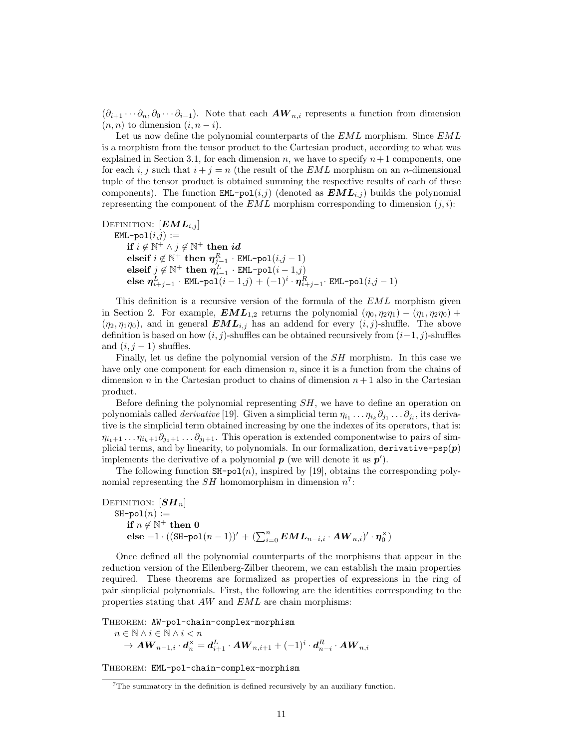$(\partial_{i+1} \cdots \partial_n, \partial_0 \cdots \partial_{i-1})$. Note that each $\boldsymbol{AW}_{n,i}$ represents a function from dimension $(n,n)$ to dimension $(i, n-i)$.

Let us now define the polynomial counterparts of the $EML$ morphism. Since $EML$ is a morphism from the tensor product to the Cartesian product, according to what was explained in Section 3.1, for each dimension $n$, we have to specify $n+1$ components, one for each $i,j$ such that $i+j=n$ (the result of the $EML$ morphism on an $n$-dimensional tuple of the tensor product is obtained summing the respective results of each of these components). The function `EML-pol`$(i,j)$ (denoted as $\boldsymbol{EML}_{i,j}$) builds the polynomial representing the component of the $EML$ morphism corresponding to dimension $(j,i)$:

Definition: $[\boldsymbol{EML}_{i,j}]$
`EML-pol`$(i,j)$ :=
  **if** $i \notin \mathbb{N}^+ \wedge j \notin \mathbb{N}^+$ **then** $\boldsymbol{id}$
  **elseif** $i \notin \mathbb{N}^+$ **then** $\boldsymbol{\eta}^R_{j-1} \cdot$ `EML-pol`$(i,j-1)$
  **elseif** $j \notin \mathbb{N}^+$ **then** $\boldsymbol{\eta}^L_{i-1} \cdot$ `EML-pol`$(i-1,j)$
  **else** $\boldsymbol{\eta}^L_{i+j-1} \cdot$ `EML-pol`$(i-1,j)$ + $(-1)^i \cdot \boldsymbol{\eta}^R_{i+j-1} \cdot$ `EML-pol`$(i,j-1)$

This definition is a recursive version of the formula of the $EML$ morphism given in Section 2. For example, $\boldsymbol{EML}_{1,2}$ returns the polynomial $(\eta_0, \eta_2\eta_1) - (\eta_1, \eta_2\eta_0) + (\eta_2, \eta_1\eta_0)$, and in general $\boldsymbol{EML}_{i,j}$ has an addend for every $(i,j)$-shuffle. The above definition is based on how $(i,j)$-shuffles can be obtained recursively from $(i-1,j)$-shuffles and $(i,j-1)$ shuffles.

Finally, let us define the polynomial version of the $SH$ morphism. In this case we have only one component for each dimension $n$, since it is a function from the chains of dimension $n$ in the Cartesian product to chains of dimension $n+1$ also in the Cartesian product.

Before defining the polynomial representing $SH$, we have to define an operation on polynomials called *derivative* [19]. Given a simplicial term $\eta_{i_1} \dots \eta_{i_k} \partial_{j_1} \dots \partial_{j_l}$, its derivative is the simplicial term obtained increasing by one the indexes of its operators, that is: $\eta_{i_1+1} \dots \eta_{i_k+1} \partial_{j_1+1} \dots \partial_{j_l+1}$. This operation is extended componentwise to pairs of simplicial terms, and by linearity, to polynomials. In our formalization, `derivative-psp`$(\boldsymbol{p})$ implements the derivative of a polynomial $\boldsymbol{p}$ (we will denote it as $\boldsymbol{p}'$).

The following function `SH-pol`$(n)$, inspired by [19], obtains the corresponding polynomial representing the $SH$ homomorphism in dimension $n$[7]:

Definition: $[\boldsymbol{SH}_n]$
`SH-pol`$(n)$ :=
  **if** $n \notin \mathbb{N}^+$ **then** $\mathbf{0}$
  **else** $-1 \cdot ((\texttt{SH-pol}(n-1))' + (\sum_{i=0}^{n} \boldsymbol{EML}_{n-i,i} \cdot \boldsymbol{AW}_{n,i})' \cdot \boldsymbol{\eta}_0^{\times})$

Once defined all the polynomial counterparts of the morphisms that appear in the reduction version of the Eilenberg-Zilber theorem, we can establish the main properties required. These theorems are formalized as properties of expressions in the ring of pair simplicial polynomials. First, the following are the identities corresponding to the properties stating that $AW$ and $EML$ are chain morphisms:

Theorem: `AW-pol-chain-complex-morphism`
$n \in \mathbb{N} \wedge i \in \mathbb{N} \wedge i < n$
  $\rightarrow \boldsymbol{AW}_{n-1,i} \cdot \boldsymbol{d}_n^{\times} = \boldsymbol{d}^L_{i+1} \cdot \boldsymbol{AW}_{n,i+1} + (-1)^i \cdot \boldsymbol{d}^R_{n-i} \cdot \boldsymbol{AW}_{n,i}$

Theorem: `EML-pol-chain-complex-morphism`

[7] The summatory in the definition is defined recursively by an auxiliary function.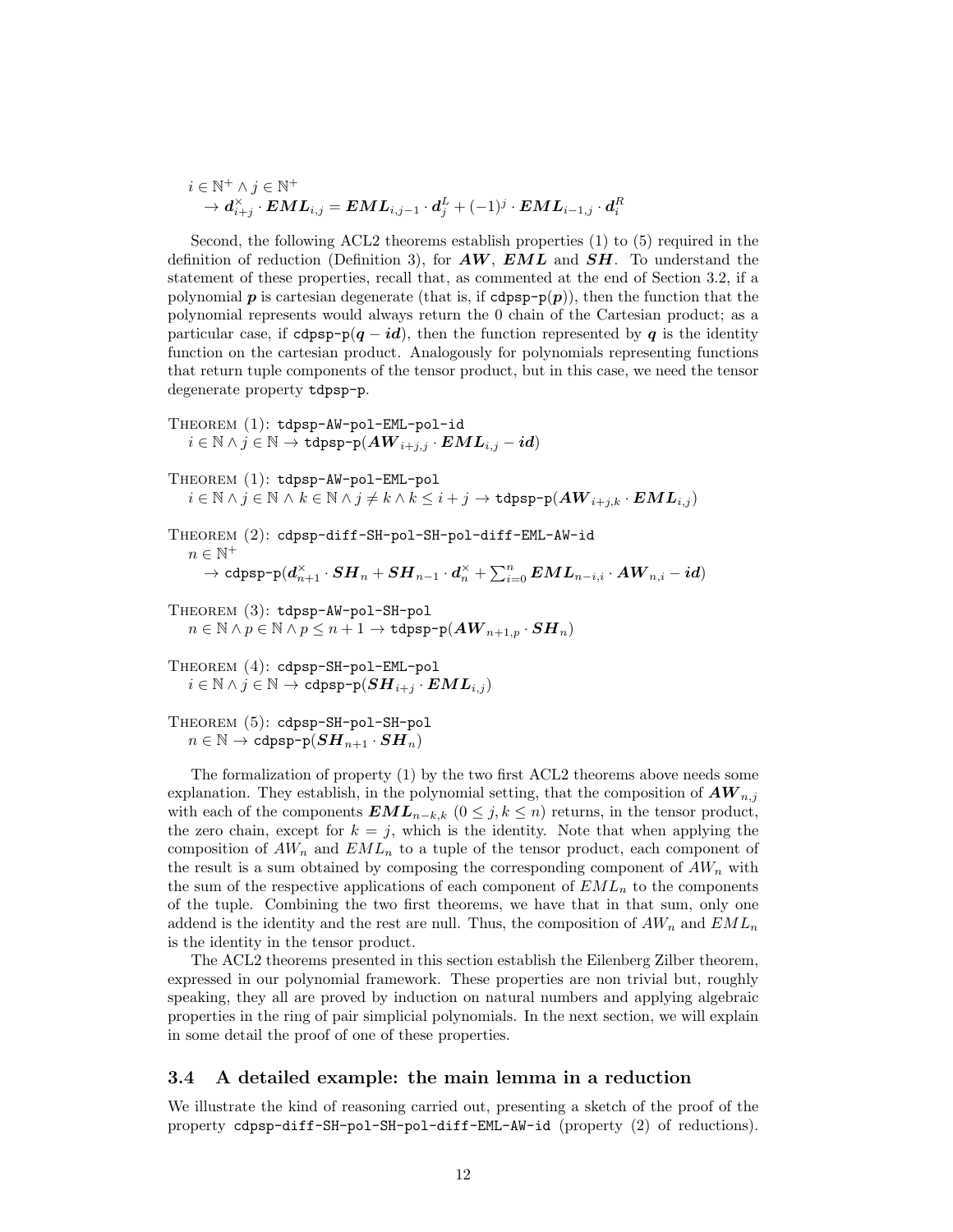$i \in \mathbb{N}^+ \wedge j \in \mathbb{N}^+$
$\quad \rightarrow \boldsymbol{d}^{\times}_{i+j} \cdot \boldsymbol{EML}_{i,j} = \boldsymbol{EML}_{i,j-1} \cdot \boldsymbol{d}^L_j + (-1)^j \cdot \boldsymbol{EML}_{i-1,j} \cdot \boldsymbol{d}^R_i$

Second, the following ACL2 theorems establish properties (1) to (5) required in the definition of reduction (Definition 3), for $\boldsymbol{AW}$, $\boldsymbol{EML}$ and $\boldsymbol{SH}$. To understand the statement of these properties, recall that, as commented at the end of Section 3.2, if a polynomial $\boldsymbol{p}$ is cartesian degenerate (that is, if `cdpsp-p`($\boldsymbol{p}$)), then the function that the polynomial represents would always return the 0 chain of the Cartesian product; as a particular case, if `cdpsp-p`($\boldsymbol{q} - \boldsymbol{id}$), then the function represented by $\boldsymbol{q}$ is the identity function on the cartesian product. Analogously for polynomials representing functions that return tuple components of the tensor product, but in this case, we need the tensor degenerate property `tdpsp-p`.

Theorem (1): `tdpsp-AW-pol-EML-pol-id`
$i \in \mathbb{N} \wedge j \in \mathbb{N} \rightarrow$ `tdpsp-p`($\boldsymbol{AW}_{i+j,j} \cdot \boldsymbol{EML}_{i,j} - \boldsymbol{id}$)

Theorem (1): `tdpsp-AW-pol-EML-pol`
$i \in \mathbb{N} \wedge j \in \mathbb{N} \wedge k \in \mathbb{N} \wedge j \neq k \wedge k \leq i+j \rightarrow$ `tdpsp-p`($\boldsymbol{AW}_{i+j,k} \cdot \boldsymbol{EML}_{i,j}$)

Theorem (2): `cdpsp-diff-SH-pol-SH-pol-diff-EML-AW-id`
$n \in \mathbb{N}^+$
$\quad \rightarrow$ `cdpsp-p`($\boldsymbol{d}^{\times}_{n+1} \cdot \boldsymbol{SH}_n + \boldsymbol{SH}_{n-1} \cdot \boldsymbol{d}^{\times}_n + \sum_{i=0}^{n} \boldsymbol{EML}_{n-i,i} \cdot \boldsymbol{AW}_{n,i} - \boldsymbol{id}$)

Theorem (3): `tdpsp-AW-pol-SH-pol`
$n \in \mathbb{N} \wedge p \in \mathbb{N} \wedge p \leq n+1 \rightarrow$ `tdpsp-p`($\boldsymbol{AW}_{n+1,p} \cdot \boldsymbol{SH}_n$)

Theorem (4): `cdpsp-SH-pol-EML-pol`
$i \in \mathbb{N} \wedge j \in \mathbb{N} \rightarrow$ `cdpsp-p`($\boldsymbol{SH}_{i+j} \cdot \boldsymbol{EML}_{i,j}$)

Theorem (5): `cdpsp-SH-pol-SH-pol`
$n \in \mathbb{N} \rightarrow$ `cdpsp-p`($\boldsymbol{SH}_{n+1} \cdot \boldsymbol{SH}_n$)

The formalization of property (1) by the two first ACL2 theorems above needs some explanation. They establish, in the polynomial setting, that the composition of $\boldsymbol{AW}_{n,j}$ with each of the components $\boldsymbol{EML}_{n-k,k}$ $(0 \leq j, k \leq n)$ returns, in the tensor product, the zero chain, except for $k = j$, which is the identity. Note that when applying the composition of $AW_n$ and $EML_n$ to a tuple of the tensor product, each component of the result is a sum obtained by composing the corresponding component of $AW_n$ with the sum of the respective applications of each component of $EML_n$ to the components of the tuple. Combining the two first theorems, we have that in that sum, only one addend is the identity and the rest are null. Thus, the composition of $AW_n$ and $EML_n$ is the identity in the tensor product.

The ACL2 theorems presented in this section establish the Eilenberg Zilber theorem, expressed in our polynomial framework. These properties are non trivial but, roughly speaking, they all are proved by induction on natural numbers and applying algebraic properties in the ring of pair simplicial polynomials. In the next section, we will explain in some detail the proof of one of these properties.

### 3.4 A detailed example: the main lemma in a reduction

We illustrate the kind of reasoning carried out, presenting a sketch of the proof of the property `cdpsp-diff-SH-pol-SH-pol-diff-EML-AW-id` (property (2) of reductions).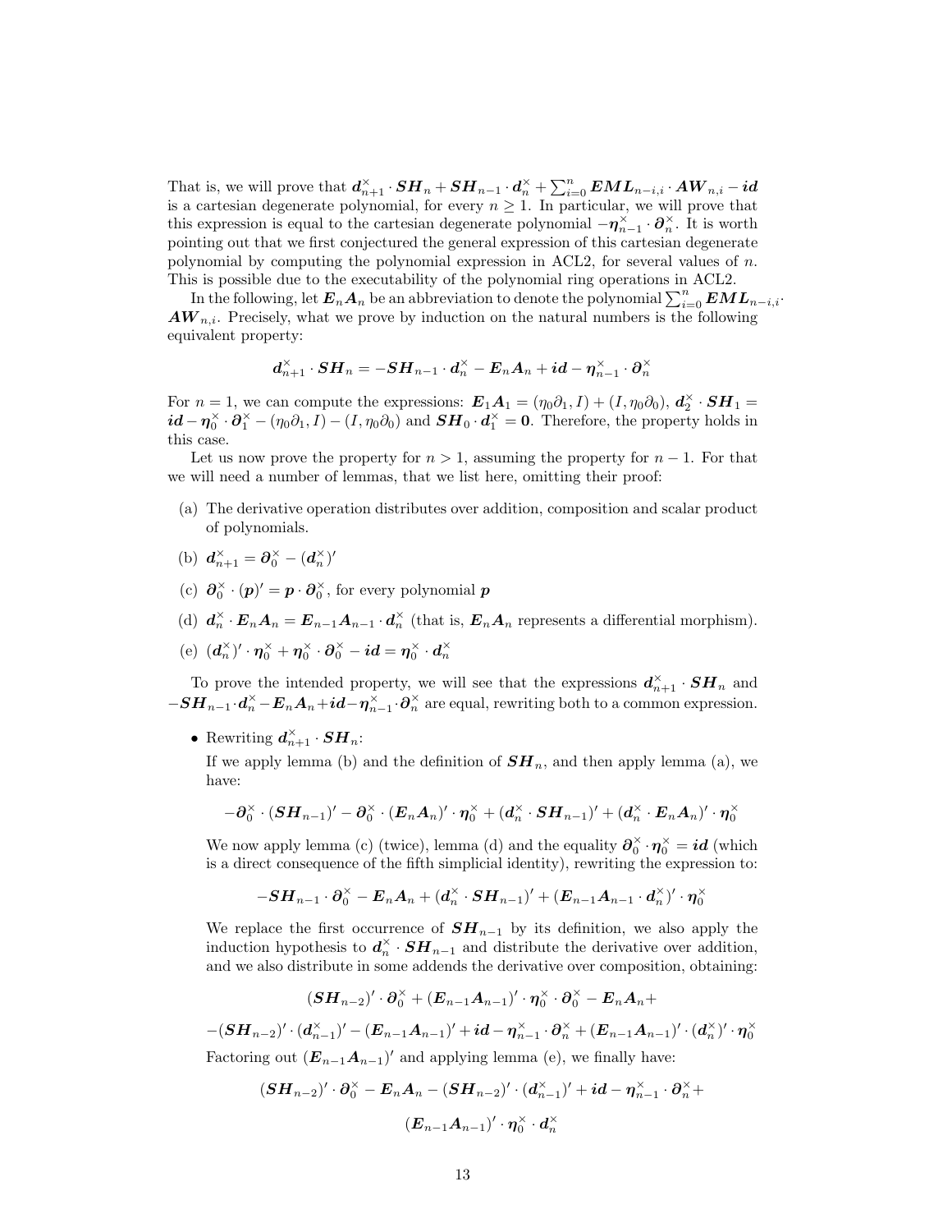That is, we will prove that $\boldsymbol{d}^{\times}_{n+1} \cdot \boldsymbol{SH}_n + \boldsymbol{SH}_{n-1} \cdot \boldsymbol{d}^{\times}_n + \sum_{i=0}^{n} \boldsymbol{EML}_{n-i,i} \cdot \boldsymbol{AW}_{n,i} - \boldsymbol{id}$ is a cartesian degenerate polynomial, for every $n \geq 1$. In particular, we will prove that this expression is equal to the cartesian degenerate polynomial $-\boldsymbol{\eta}^{\times}_{n-1} \cdot \boldsymbol{\partial}^{\times}_n$. It is worth pointing out that we first conjectured the general expression of this cartesian degenerate polynomial by computing the polynomial expression in ACL2, for several values of $n$. This is possible due to the executability of the polynomial ring operations in ACL2.

In the following, let $\boldsymbol{E}_n\boldsymbol{A}_n$ be an abbreviation to denote the polynomial $\sum_{i=0}^{n} \boldsymbol{EML}_{n-i,i} \cdot \boldsymbol{AW}_{n,i}$. Precisely, what we prove by induction on the natural numbers is the following equivalent property:

$$\boldsymbol{d}^{\times}_{n+1} \cdot \boldsymbol{SH}_n = -\boldsymbol{SH}_{n-1} \cdot \boldsymbol{d}^{\times}_n - \boldsymbol{E}_n\boldsymbol{A}_n + \boldsymbol{id} - \boldsymbol{\eta}^{\times}_{n-1} \cdot \boldsymbol{\partial}^{\times}_n$$

For $n = 1$, we can compute the expressions: $\boldsymbol{E}_1\boldsymbol{A}_1 = (\eta_0\partial_1, I) + (I, \eta_0\partial_0)$, $\boldsymbol{d}^{\times}_2 \cdot \boldsymbol{SH}_1 = \boldsymbol{id} - \boldsymbol{\eta}^{\times}_0 \cdot \boldsymbol{\partial}^{\times}_1 - (\eta_0\partial_1, I) - (I, \eta_0\partial_0)$ and $\boldsymbol{SH}_0 \cdot \boldsymbol{d}^{\times}_1 = \boldsymbol{0}$. Therefore, the property holds in this case.

Let us now prove the property for $n > 1$, assuming the property for $n - 1$. For that we will need a number of lemmas, that we list here, omitting their proof:

(a) The derivative operation distributes over addition, composition and scalar product of polynomials.

(b) $\boldsymbol{d}^{\times}_{n+1} = \boldsymbol{\partial}^{\times}_0 - (\boldsymbol{d}^{\times}_n)'$

(c) $\boldsymbol{\partial}^{\times}_0 \cdot (\boldsymbol{p})' = \boldsymbol{p} \cdot \boldsymbol{\partial}^{\times}_0$, for every polynomial $\boldsymbol{p}$

(d) $\boldsymbol{d}^{\times}_n \cdot \boldsymbol{E}_n\boldsymbol{A}_n = \boldsymbol{E}_{n-1}\boldsymbol{A}_{n-1} \cdot \boldsymbol{d}^{\times}_n$ (that is, $\boldsymbol{E}_n\boldsymbol{A}_n$ represents a differential morphism).

(e) $(\boldsymbol{d}^{\times}_n)' \cdot \boldsymbol{\eta}^{\times}_0 + \boldsymbol{\eta}^{\times}_0 \cdot \boldsymbol{\partial}^{\times}_0 - \boldsymbol{id} = \boldsymbol{\eta}^{\times}_0 \cdot \boldsymbol{d}^{\times}_n$

To prove the intended property, we will see that the expressions $\boldsymbol{d}^{\times}_{n+1} \cdot \boldsymbol{SH}_n$ and $-\boldsymbol{SH}_{n-1} \cdot \boldsymbol{d}^{\times}_n - \boldsymbol{E}_n\boldsymbol{A}_n + \boldsymbol{id} - \boldsymbol{\eta}^{\times}_{n-1} \cdot \boldsymbol{\partial}^{\times}_n$ are equal, rewriting both to a common expression.

- Rewriting $\boldsymbol{d}^{\times}_{n+1} \cdot \boldsymbol{SH}_n$:

  If we apply lemma (b) and the definition of $\boldsymbol{SH}_n$, and then apply lemma (a), we have:

  $$-\boldsymbol{\partial}^{\times}_0 \cdot (\boldsymbol{SH}_{n-1})' - \boldsymbol{\partial}^{\times}_0 \cdot (\boldsymbol{E}_n\boldsymbol{A}_n)' \cdot \boldsymbol{\eta}^{\times}_0 + (\boldsymbol{d}^{\times}_n \cdot \boldsymbol{SH}_{n-1})' + (\boldsymbol{d}^{\times}_n \cdot \boldsymbol{E}_n\boldsymbol{A}_n)' \cdot \boldsymbol{\eta}^{\times}_0$$

  We now apply lemma (c) (twice), lemma (d) and the equality $\boldsymbol{\partial}^{\times}_0 \cdot \boldsymbol{\eta}^{\times}_0 = \boldsymbol{id}$ (which is a direct consequence of the fifth simplicial identity), rewriting the expression to:

  $$-\boldsymbol{SH}_{n-1} \cdot \boldsymbol{\partial}^{\times}_0 - \boldsymbol{E}_n\boldsymbol{A}_n + (\boldsymbol{d}^{\times}_n \cdot \boldsymbol{SH}_{n-1})' + (\boldsymbol{E}_{n-1}\boldsymbol{A}_{n-1} \cdot \boldsymbol{d}^{\times}_n)' \cdot \boldsymbol{\eta}^{\times}_0$$

  We replace the first occurrence of $\boldsymbol{SH}_{n-1}$ by its definition, we also apply the induction hypothesis to $\boldsymbol{d}^{\times}_n \cdot \boldsymbol{SH}_{n-1}$ and distribute the derivative over addition, and we also distribute in some addends the derivative over composition, obtaining:

  $$(\boldsymbol{SH}_{n-2})' \cdot \boldsymbol{\partial}^{\times}_0 + (\boldsymbol{E}_{n-1}\boldsymbol{A}_{n-1})' \cdot \boldsymbol{\eta}^{\times}_0 \cdot \boldsymbol{\partial}^{\times}_0 - \boldsymbol{E}_n\boldsymbol{A}_n +$$

  $$-(\boldsymbol{SH}_{n-2})' \cdot (\boldsymbol{d}^{\times}_{n-1})' - (\boldsymbol{E}_{n-1}\boldsymbol{A}_{n-1})' + \boldsymbol{id} - \boldsymbol{\eta}^{\times}_{n-1} \cdot \boldsymbol{\partial}^{\times}_n + (\boldsymbol{E}_{n-1}\boldsymbol{A}_{n-1})' \cdot (\boldsymbol{d}^{\times}_n)' \cdot \boldsymbol{\eta}^{\times}_0$$

  Factoring out $(\boldsymbol{E}_{n-1}\boldsymbol{A}_{n-1})'$ and applying lemma (e), we finally have:

  $$(\boldsymbol{SH}_{n-2})' \cdot \boldsymbol{\partial}^{\times}_0 - \boldsymbol{E}_n\boldsymbol{A}_n - (\boldsymbol{SH}_{n-2})' \cdot (\boldsymbol{d}^{\times}_{n-1})' + \boldsymbol{id} - \boldsymbol{\eta}^{\times}_{n-1} \cdot \boldsymbol{\partial}^{\times}_n +$$

  $$(\boldsymbol{E}_{n-1}\boldsymbol{A}_{n-1})' \cdot \boldsymbol{\eta}^{\times}_0 \cdot \boldsymbol{d}^{\times}_n$$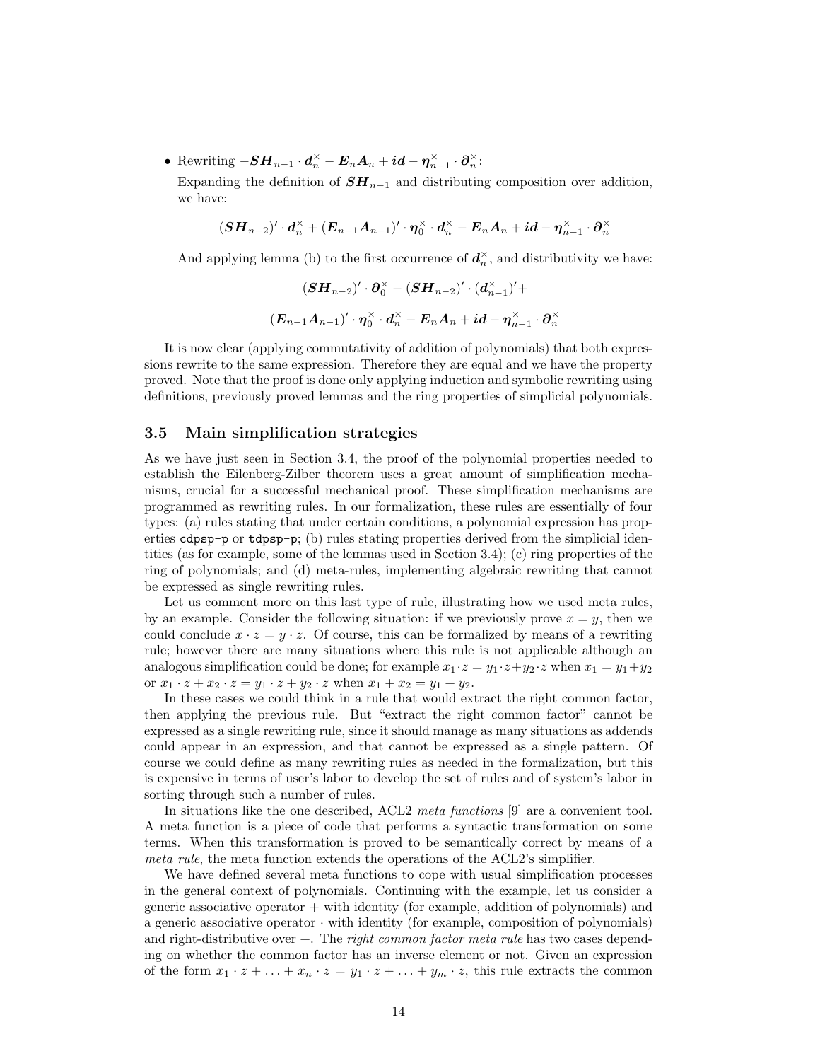- Rewriting $-\boldsymbol{SH}_{n-1} \cdot \boldsymbol{d}_n^{\times} - \boldsymbol{E}_n\boldsymbol{A}_n + \boldsymbol{id} - \boldsymbol{\eta}_{n-1}^{\times} \cdot \boldsymbol{\partial}_n^{\times}$:

  Expanding the definition of $\boldsymbol{SH}_{n-1}$ and distributing composition over addition, we have:

$$(\boldsymbol{SH}_{n-2})' \cdot \boldsymbol{d}_n^{\times} + (\boldsymbol{E}_{n-1}\boldsymbol{A}_{n-1})' \cdot \boldsymbol{\eta}_0^{\times} \cdot \boldsymbol{d}_n^{\times} - \boldsymbol{E}_n\boldsymbol{A}_n + \boldsymbol{id} - \boldsymbol{\eta}_{n-1}^{\times} \cdot \boldsymbol{\partial}_n^{\times}$$

  And applying lemma (b) to the first occurrence of $\boldsymbol{d}_n^{\times}$, and distributivity we have:

$$(\boldsymbol{SH}_{n-2})' \cdot \boldsymbol{\partial}_0^{\times} - (\boldsymbol{SH}_{n-2})' \cdot (\boldsymbol{d}_{n-1}^{\times})' +$$

$$(\boldsymbol{E}_{n-1}\boldsymbol{A}_{n-1})' \cdot \boldsymbol{\eta}_0^{\times} \cdot \boldsymbol{d}_n^{\times} - \boldsymbol{E}_n\boldsymbol{A}_n + \boldsymbol{id} - \boldsymbol{\eta}_{n-1}^{\times} \cdot \boldsymbol{\partial}_n^{\times}$$

It is now clear (applying commutativity of addition of polynomials) that both expressions rewrite to the same expression. Therefore they are equal and we have the property proved. Note that the proof is done only applying induction and symbolic rewriting using definitions, previously proved lemmas and the ring properties of simplicial polynomials.

### 3.5 Main simplification strategies

As we have just seen in Section 3.4, the proof of the polynomial properties needed to establish the Eilenberg-Zilber theorem uses a great amount of simplification mechanisms, crucial for a successful mechanical proof. These simplification mechanisms are programmed as rewriting rules. In our formalization, these rules are essentially of four types: (a) rules stating that under certain conditions, a polynomial expression has properties `cdpsp-p` or `tdpsp-p`; (b) rules stating properties derived from the simplicial identities (as for example, some of the lemmas used in Section 3.4); (c) ring properties of the ring of polynomials; and (d) meta-rules, implementing algebraic rewriting that cannot be expressed as single rewriting rules.

Let us comment more on this last type of rule, illustrating how we used meta rules, by an example. Consider the following situation: if we previously prove $x = y$, then we could conclude $x \cdot z = y \cdot z$. Of course, this can be formalized by means of a rewriting rule; however there are many situations where this rule is not applicable although an analogous simplification could be done; for example $x_1 \cdot z = y_1 \cdot z + y_2 \cdot z$ when $x_1 = y_1 + y_2$ or $x_1 \cdot z + x_2 \cdot z = y_1 \cdot z + y_2 \cdot z$ when $x_1 + x_2 = y_1 + y_2$.

In these cases we could think in a rule that would extract the right common factor, then applying the previous rule. But "extract the right common factor" cannot be expressed as a single rewriting rule, since it should manage as many situations as addends could appear in an expression, and that cannot be expressed as a single pattern. Of course we could define as many rewriting rules as needed in the formalization, but this is expensive in terms of user's labor to develop the set of rules and of system's labor in sorting through such a number of rules.

In situations like the one described, ACL2 *meta functions* [9] are a convenient tool. A meta function is a piece of code that performs a syntactic transformation on some terms. When this transformation is proved to be semantically correct by means of a *meta rule*, the meta function extends the operations of the ACL2's simplifier.

We have defined several meta functions to cope with usual simplification processes in the general context of polynomials. Continuing with the example, let us consider a generic associative operator $+$ with identity (for example, addition of polynomials) and a generic associative operator $\cdot$ with identity (for example, composition of polynomials) and right-distributive over $+$. The *right common factor meta rule* has two cases depending on whether the common factor has an inverse element or not. Given an expression of the form $x_1 \cdot z + \ldots + x_n \cdot z = y_1 \cdot z + \ldots + y_m \cdot z$, this rule extracts the common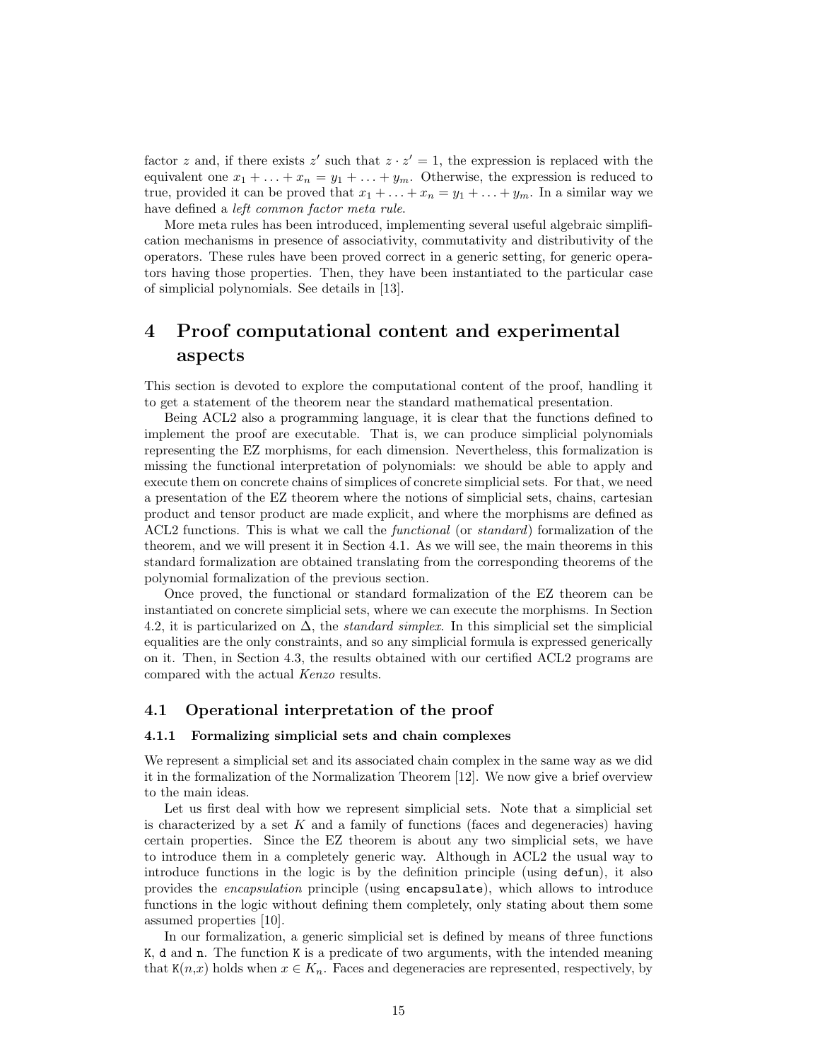factor $z$ and, if there exists $z'$ such that $z \cdot z' = 1$, the expression is replaced with the equivalent one $x_1 + \ldots + x_n = y_1 + \ldots + y_m$. Otherwise, the expression is reduced to true, provided it can be proved that $x_1 + \ldots + x_n = y_1 + \ldots + y_m$. In a similar way we have defined a *left common factor meta rule*.

More meta rules has been introduced, implementing several useful algebraic simplification mechanisms in presence of associativity, commutativity and distributivity of the operators. These rules have been proved correct in a generic setting, for generic operators having those properties. Then, they have been instantiated to the particular case of simplicial polynomials. See details in [13].

# 4 Proof computational content and experimental aspects

This section is devoted to explore the computational content of the proof, handling it to get a statement of the theorem near the standard mathematical presentation.

Being ACL2 also a programming language, it is clear that the functions defined to implement the proof are executable. That is, we can produce simplicial polynomials representing the EZ morphisms, for each dimension. Nevertheless, this formalization is missing the functional interpretation of polynomials: we should be able to apply and execute them on concrete chains of simplices of concrete simplicial sets. For that, we need a presentation of the EZ theorem where the notions of simplicial sets, chains, cartesian product and tensor product are made explicit, and where the morphisms are defined as ACL2 functions. This is what we call the *functional* (or *standard*) formalization of the theorem, and we will present it in Section 4.1. As we will see, the main theorems in this standard formalization are obtained translating from the corresponding theorems of the polynomial formalization of the previous section.

Once proved, the functional or standard formalization of the EZ theorem can be instantiated on concrete simplicial sets, where we can execute the morphisms. In Section 4.2, it is particularized on $\Delta$, the *standard simplex*. In this simplicial set the simplicial equalities are the only constraints, and so any simplicial formula is expressed generically on it. Then, in Section 4.3, the results obtained with our certified ACL2 programs are compared with the actual *Kenzo* results.

## 4.1 Operational interpretation of the proof

### 4.1.1 Formalizing simplicial sets and chain complexes

We represent a simplicial set and its associated chain complex in the same way as we did it in the formalization of the Normalization Theorem [12]. We now give a brief overview to the main ideas.

Let us first deal with how we represent simplicial sets. Note that a simplicial set is characterized by a set $K$ and a family of functions (faces and degeneracies) having certain properties. Since the EZ theorem is about any two simplicial sets, we have to introduce them in a completely generic way. Although in ACL2 the usual way to introduce functions in the logic is by the definition principle (using `defun`), it also provides the *encapsulation* principle (using `encapsulate`), which allows to introduce functions in the logic without defining them completely, only stating about them some assumed properties [10].

In our formalization, a generic simplicial set is defined by means of three functions `K`, `d` and `n`. The function `K` is a predicate of two arguments, with the intended meaning that `K`($n$,$x$) holds when $x \in K_n$. Faces and degeneracies are represented, respectively, by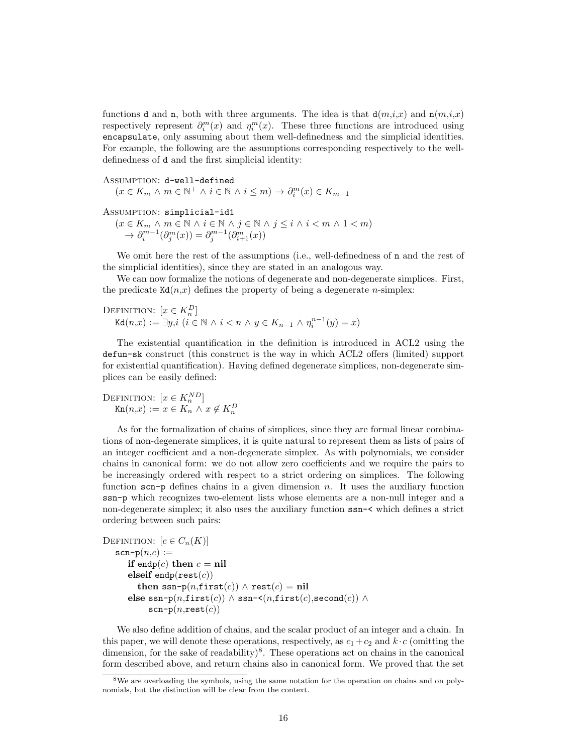functions `d` and `n`, both with three arguments. The idea is that `d`($m$,$i$,$x$) and `n`($m$,$i$,$x$) respectively represent $\partial_i^m(x)$ and $\eta_i^m(x)$. These three functions are introduced using `encapsulate`, only assuming about them well-definedness and the simplicial identities. For example, the following are the assumptions corresponding respectively to the well-definedness of `d` and the first simplicial identity:

Assumption: `d-well-defined`
$(x \in K_m \wedge m \in \mathbb{N}^+ \wedge i \in \mathbb{N} \wedge i \leq m) \rightarrow \partial_i^m(x) \in K_{m-1}$

Assumption: `simplicial-id1`
$(x \in K_m \wedge m \in \mathbb{N} \wedge i \in \mathbb{N} \wedge j \in \mathbb{N} \wedge j \leq i \wedge i < m \wedge 1 < m)$
$\rightarrow \partial_i^{m-1}(\partial_j^m(x)) = \partial_j^{m-1}(\partial_{i+1}^m(x))$

We omit here the rest of the assumptions (i.e., well-definedness of `n` and the rest of the simplicial identities), since they are stated in an analogous way.

We can now formalize the notions of degenerate and non-degenerate simplices. First, the predicate `Kd`($n$,$x$) defines the property of being a degenerate $n$-simplex:

Definition: $[x \in K_n^D]$
`Kd`($n$,$x$) := $\exists y, i \ (i \in \mathbb{N} \wedge i < n \wedge y \in K_{n-1} \wedge \eta_i^{n-1}(y) = x)$

The existential quantification in the definition is introduced in ACL2 using the `defun-sk` construct (this construct is the way in which ACL2 offers (limited) support for existential quantification). Having defined degenerate simplices, non-degenerate simplices can be easily defined:

Definition: $[x \in K_n^{ND}]$
`Kn`($n$,$x$) := $x \in K_n \wedge x \notin K_n^D$

As for the formalization of chains of simplices, since they are formal linear combinations of non-degenerate simplices, it is quite natural to represent them as lists of pairs of an integer coefficient and a non-degenerate simplex. As with polynomials, we consider chains in canonical form: we do not allow zero coefficients and we require the pairs to be increasingly ordered with respect to a strict ordering on simplices. The following function `scn-p` defines chains in a given dimension $n$. It uses the auxiliary function `ssn-p` which recognizes two-element lists whose elements are a non-null integer and a non-degenerate simplex; it also uses the auxiliary function `ssn-<` which defines a strict ordering between such pairs:

Definition: $[c \in C_n(K)]$
```
scn-p(n,c) :=
   if endp(c) then c = nil
   elseif endp(rest(c))
      then ssn-p(n,first(c)) ∧ rest(c) = nil
   else ssn-p(n,first(c)) ∧ ssn-<(n,first(c),second(c)) ∧
        scn-p(n,rest(c))
```

We also define addition of chains, and the scalar product of an integer and a chain. In this paper, we will denote these operations, respectively, as $c_1 + c_2$ and $k \cdot c$ (omitting the dimension, for the sake of readability)[8]. These operations act on chains in the canonical form described above, and return chains also in canonical form. We proved that the set

[8] We are overloading the symbols, using the same notation for the operation on chains and on polynomials, but the distinction will be clear from the context.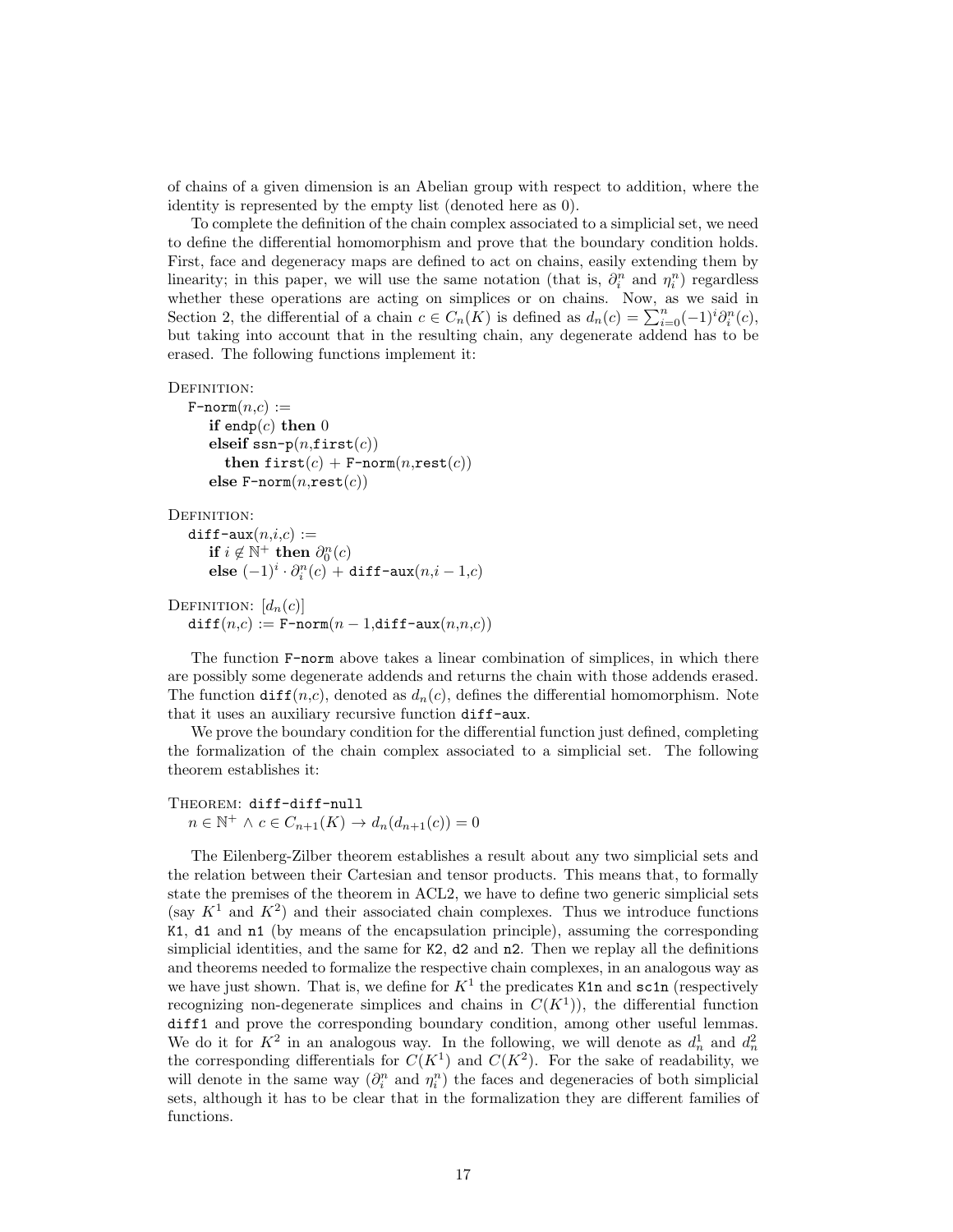of chains of a given dimension is an Abelian group with respect to addition, where the identity is represented by the empty list (denoted here as 0).

To complete the definition of the chain complex associated to a simplicial set, we need to define the differential homomorphism and prove that the boundary condition holds. First, face and degeneracy maps are defined to act on chains, easily extending them by linearity; in this paper, we will use the same notation (that is, $\partial_i^n$ and $\eta_i^n$) regardless whether these operations are acting on simplices or on chains. Now, as we said in Section 2, the differential of a chain $c \in C_n(K)$ is defined as $d_n(c) = \sum_{i=0}^{n}(-1)^i \partial_i^n(c)$, but taking into account that in the resulting chain, any degenerate addend has to be erased. The following functions implement it:

Definition:
  `F-norm`($n$,$c$) :=
    **if** `endp`($c$) **then** 0
    **elseif** `ssn-p`($n$,`first`($c$))
      **then** `first`($c$) + `F-norm`($n$,`rest`($c$))
    **else** `F-norm`($n$,`rest`($c$))

Definition:
  `diff-aux`($n$,$i$,$c$) :=
    **if** $i \notin \mathbb{N}^+$ **then** $\partial_0^n(c)$
    **else** $(-1)^i \cdot \partial_i^n(c)$ + `diff-aux`($n$,$i-1$,$c$)

Definition: $[d_n(c)]$
  `diff`($n$,$c$) := `F-norm`($n-1$,`diff-aux`($n$,$n$,$c$))

The function `F-norm` above takes a linear combination of simplices, in which there are possibly some degenerate addends and returns the chain with those addends erased. The function `diff`($n$,$c$), denoted as $d_n(c)$, defines the differential homomorphism. Note that it uses an auxiliary recursive function `diff-aux`.

We prove the boundary condition for the differential function just defined, completing the formalization of the chain complex associated to a simplicial set. The following theorem establishes it:

Theorem: `diff-diff-null`
  $n \in \mathbb{N}^+ \wedge c \in C_{n+1}(K) \to d_n(d_{n+1}(c)) = 0$

The Eilenberg-Zilber theorem establishes a result about any two simplicial sets and the relation between their Cartesian and tensor products. This means that, to formally state the premises of the theorem in ACL2, we have to define two generic simplicial sets (say $K^1$ and $K^2$) and their associated chain complexes. Thus we introduce functions `K1`, `d1` and `n1` (by means of the encapsulation principle), assuming the corresponding simplicial identities, and the same for `K2`, `d2` and `n2`. Then we replay all the definitions and theorems needed to formalize the respective chain complexes, in an analogous way as we have just shown. That is, we define for $K^1$ the predicates `K1n` and `sc1n` (respectively recognizing non-degenerate simplices and chains in $C(K^1)$), the differential function `diff1` and prove the corresponding boundary condition, among other useful lemmas. We do it for $K^2$ in an analogous way. In the following, we will denote as $d_n^1$ and $d_n^2$ the corresponding differentials for $C(K^1)$ and $C(K^2)$. For the sake of readability, we will denote in the same way ($\partial_i^n$ and $\eta_i^n$) the faces and degeneracies of both simplicial sets, although it has to be clear that in the formalization they are different families of functions.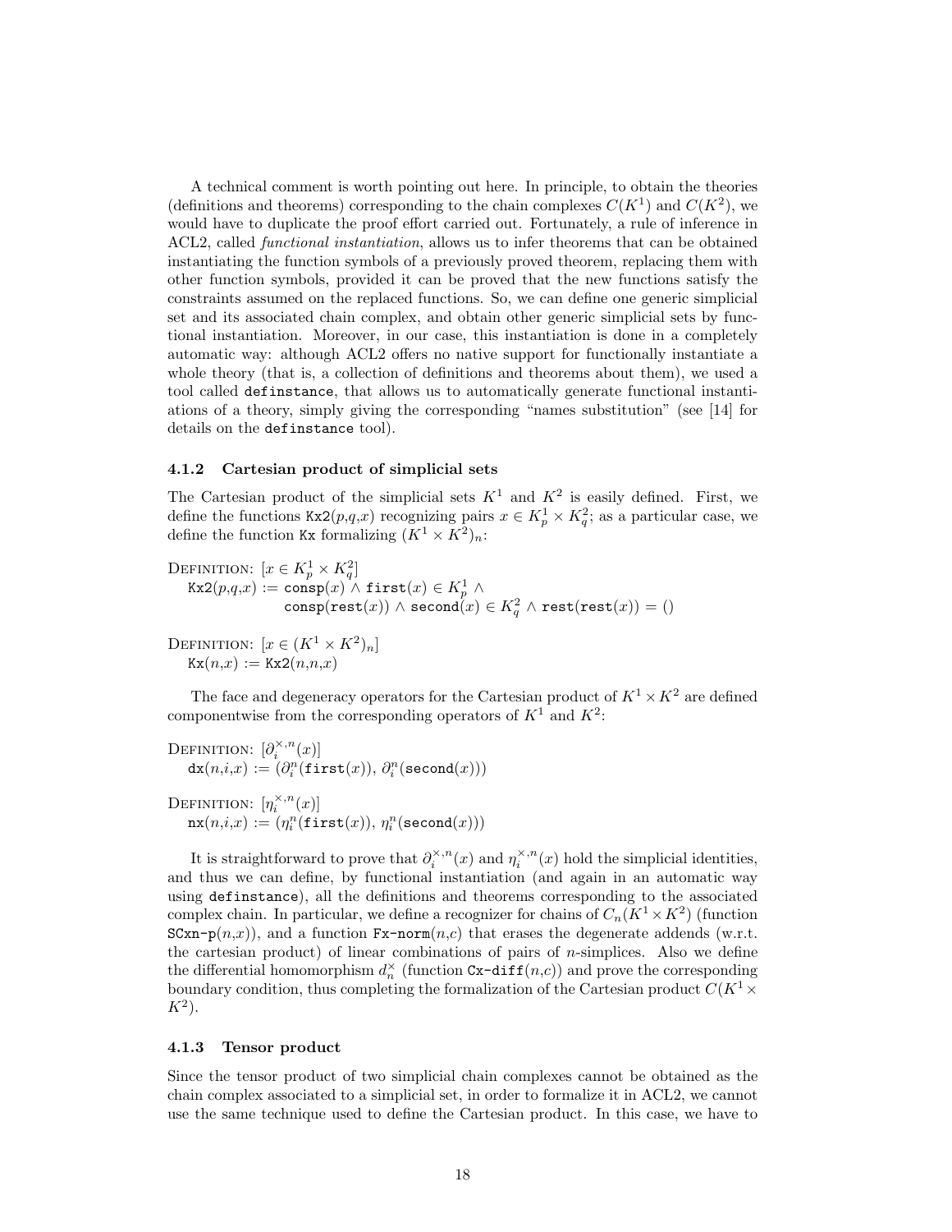A technical comment is worth pointing out here. In principle, to obtain the theories (definitions and theorems) corresponding to the chain complexes $C(K^1)$ and $C(K^2)$, we would have to duplicate the proof effort carried out. Fortunately, a rule of inference in ACL2, called *functional instantiation*, allows us to infer theorems that can be obtained instantiating the function symbols of a previously proved theorem, replacing them with other function symbols, provided it can be proved that the new functions satisfy the constraints assumed on the replaced functions. So, we can define one generic simplicial set and its associated chain complex, and obtain other generic simplicial sets by functional instantiation. Moreover, in our case, this instantiation is done in a completely automatic way: although ACL2 offers no native support for functionally instantiate a whole theory (that is, a collection of definitions and theorems about them), we used a tool called `definstance`, that allows us to automatically generate functional instantiations of a theory, simply giving the corresponding "names substitution" (see [14] for details on the `definstance` tool).

#### 4.1.2 Cartesian product of simplicial sets

The Cartesian product of the simplicial sets $K^1$ and $K^2$ is easily defined. First, we define the functions `Kx2`$(p,q,x)$ recognizing pairs $x \in K^1_p \times K^2_q$; as a particular case, we define the function `Kx` formalizing $(K^1 \times K^2)_n$:

Definition: $[x \in K^1_p \times K^2_q]$
$\mathtt{Kx2}(p,q,x) := \mathtt{consp}(x) \wedge \mathtt{first}(x) \in K^1_p \wedge$
$\qquad\qquad \mathtt{consp}(\mathtt{rest}(x)) \wedge \mathtt{second}(x) \in K^2_q \wedge \mathtt{rest}(\mathtt{rest}(x)) = ()$

Definition: $[x \in (K^1 \times K^2)_n]$
$\mathtt{Kx}(n,x) := \mathtt{Kx2}(n,n,x)$

The face and degeneracy operators for the Cartesian product of $K^1 \times K^2$ are defined componentwise from the corresponding operators of $K^1$ and $K^2$:

Definition: $[\partial^{\times,n}_i(x)]$
$\mathtt{dx}(n,i,x) := (\partial^n_i(\mathtt{first}(x)), \partial^n_i(\mathtt{second}(x)))$

Definition: $[\eta^{\times,n}_i(x)]$
$\mathtt{nx}(n,i,x) := (\eta^n_i(\mathtt{first}(x)), \eta^n_i(\mathtt{second}(x)))$

It is straightforward to prove that $\partial^{\times,n}_i(x)$ and $\eta^{\times,n}_i(x)$ hold the simplicial identities, and thus we can define, by functional instantiation (and again in an automatic way using `definstance`), all the definitions and theorems corresponding to the associated complex chain. In particular, we define a recognizer for chains of $C_n(K^1 \times K^2)$ (function `SCxn-p`$(n,x)$), and a function `Fx-norm`$(n,c)$ that erases the degenerate addends (w.r.t. the cartesian product) of linear combinations of pairs of $n$-simplices. Also we define the differential homomorphism $d^\times_n$ (function `Cx-diff`$(n,c)$) and prove the corresponding boundary condition, thus completing the formalization of the Cartesian product $C(K^1 \times K^2)$.

#### 4.1.3 Tensor product

Since the tensor product of two simplicial chain complexes cannot be obtained as the chain complex associated to a simplicial set, in order to formalize it in ACL2, we cannot use the same technique used to define the Cartesian product. In this case, we have to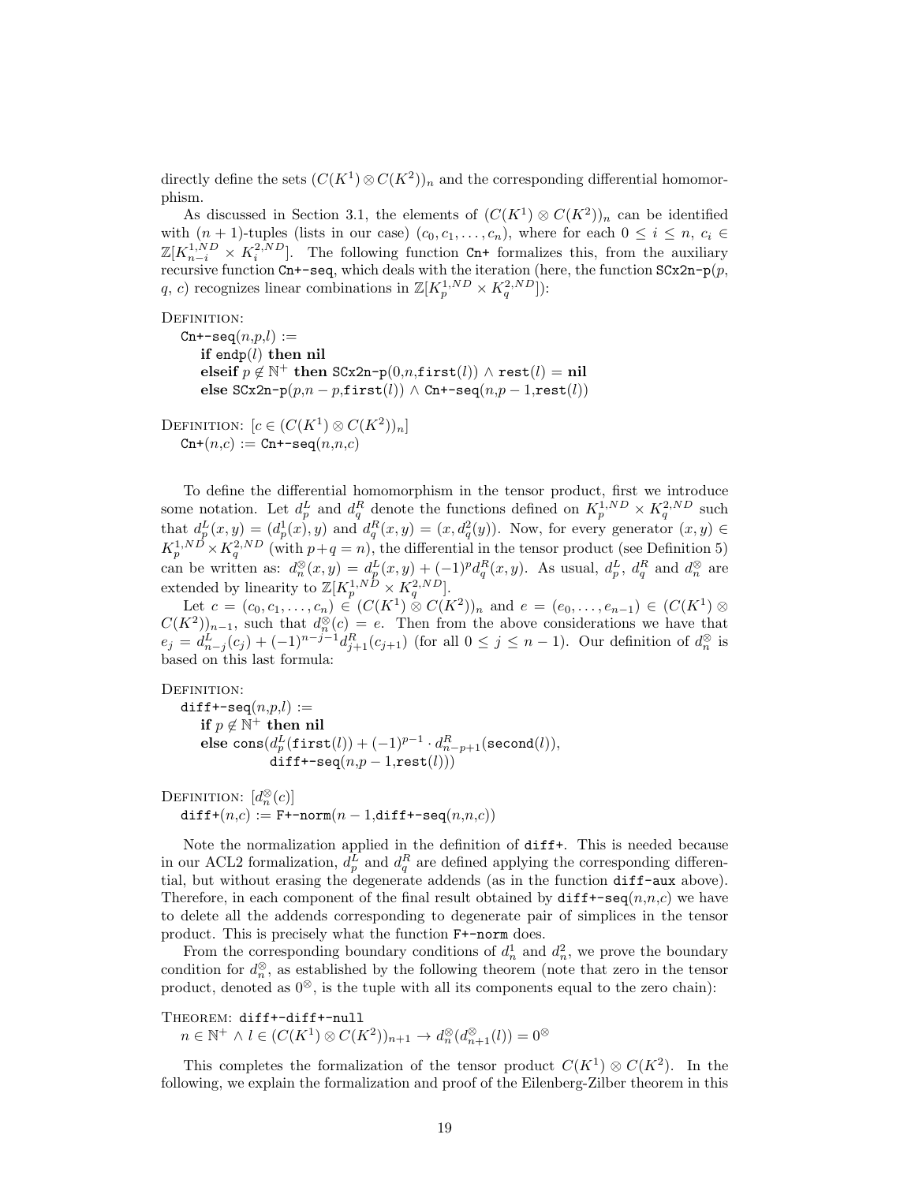directly define the sets $(C(K^1) \otimes C(K^2))_n$ and the corresponding differential homomorphism.

As discussed in Section 3.1, the elements of $(C(K^1) \otimes C(K^2))_n$ can be identified with $(n+1)$-tuples (lists in our case) $(c_0, c_1, \ldots, c_n)$, where for each $0 \leq i \leq n$, $c_i \in \mathbb{Z}[K^{1,ND}_{n-i} \times K^{2,ND}_i]$. The following function `Cn+` formalizes this, from the auxiliary recursive function `Cn+-seq`, which deals with the iteration (here, the function `SCx2n-p`($p$, $q$, $c$) recognizes linear combinations in $\mathbb{Z}[K^{1,ND}_p \times K^{2,ND}_q]$):

Definition:

```
Cn+-seq(n,p,l) :=
    if endp(l) then nil
    elseif p ∉ ℕ+ then SCx2n-p(0,n,first(l)) ∧ rest(l) = nil
    else SCx2n-p(p,n − p,first(l)) ∧ Cn+-seq(n,p − 1,rest(l))
```

Definition: $[c \in (C(K^1) \otimes C(K^2))_n]$

```
Cn+(n,c) := Cn+-seq(n,n,c)
```

To define the differential homomorphism in the tensor product, first we introduce some notation. Let $d^L_p$ and $d^R_q$ denote the functions defined on $K^{1,ND}_p \times K^{2,ND}_q$ such that $d^L_p(x, y) = (d^1_p(x), y)$ and $d^R_q(x, y) = (x, d^2_q(y))$. Now, for every generator $(x, y) \in K^{1,ND}_p \times K^{2,ND}_q$ (with $p+q = n$), the differential in the tensor product (see Definition 5) can be written as: $d^{\otimes}_n(x, y) = d^L_p(x, y) + (-1)^p d^R_q(x, y)$. As usual, $d^L_p$, $d^R_q$ and $d^{\otimes}_n$ are extended by linearity to $\mathbb{Z}[K^{1,ND}_p \times K^{2,ND}_q]$.

Let $c = (c_0, c_1, \ldots, c_n) \in (C(K^1) \otimes C(K^2))_n$ and $e = (e_0, \ldots, e_{n-1}) \in (C(K^1) \otimes C(K^2))_{n-1}$, such that $d^{\otimes}_n(c) = e$. Then from the above considerations we have that $e_j = d^L_{n-j}(c_j) + (-1)^{n-j-1} d^R_{j+1}(c_{j+1})$ (for all $0 \leq j \leq n-1$). Our definition of $d^{\otimes}_n$ is based on this last formula:

Definition:

```
diff+-seq(n,p,l) :=
    if p ∉ ℕ+ then nil
    else cons(d^L_p(first(l)) + (−1)^(p−1) · d^R_(n−p+1)(second(l)),
              diff+-seq(n,p − 1,rest(l)))
```

Definition: $[d^{\otimes}_n(c)]$

```
diff+(n,c) := F+-norm(n − 1,diff+-seq(n,n,c))
```

Note the normalization applied in the definition of `diff+`. This is needed because in our ACL2 formalization, $d^L_p$ and $d^R_q$ are defined applying the corresponding differential, but without erasing the degenerate addends (as in the function `diff-aux` above). Therefore, in each component of the final result obtained by `diff+-seq`($n$,$n$,$c$) we have to delete all the addends corresponding to degenerate pair of simplices in the tensor product. This is precisely what the function `F+-norm` does.

From the corresponding boundary conditions of $d^1_n$ and $d^2_n$, we prove the boundary condition for $d^{\otimes}_n$, as established by the following theorem (note that zero in the tensor product, denoted as $0^{\otimes}$, is the tuple with all its components equal to the zero chain):

Theorem: `diff+-diff+-null`

$n \in \mathbb{N}^+ \wedge l \in (C(K^1) \otimes C(K^2))_{n+1} \rightarrow d^{\otimes}_n(d^{\otimes}_{n+1}(l)) = 0^{\otimes}$

This completes the formalization of the tensor product $C(K^1) \otimes C(K^2)$. In the following, we explain the formalization and proof of the Eilenberg-Zilber theorem in this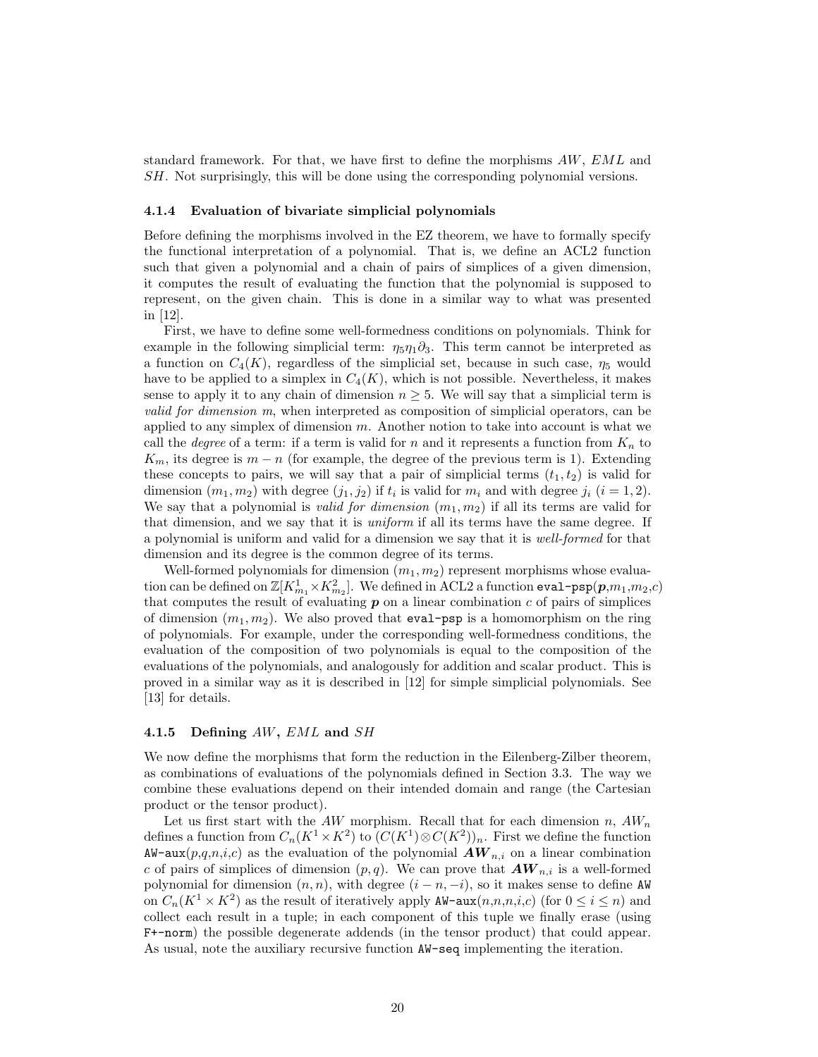standard framework. For that, we have first to define the morphisms $AW$, $EML$ and $SH$. Not surprisingly, this will be done using the corresponding polynomial versions.

### 4.1.4 Evaluation of bivariate simplicial polynomials

Before defining the morphisms involved in the EZ theorem, we have to formally specify the functional interpretation of a polynomial. That is, we define an ACL2 function such that given a polynomial and a chain of pairs of simplices of a given dimension, it computes the result of evaluating the function that the polynomial is supposed to represent, on the given chain. This is done in a similar way to what was presented in [12].

First, we have to define some well-formedness conditions on polynomials. Think for example in the following simplicial term: $\eta_5\eta_1\partial_3$. This term cannot be interpreted as a function on $C_4(K)$, regardless of the simplicial set, because in such case, $\eta_5$ would have to be applied to a simplex in $C_4(K)$, which is not possible. Nevertheless, it makes sense to apply it to any chain of dimension $n \geq 5$. We will say that a simplicial term is *valid for dimension* $m$, when interpreted as composition of simplicial operators, can be applied to any simplex of dimension $m$. Another notion to take into account is what we call the *degree* of a term: if a term is valid for $n$ and it represents a function from $K_n$ to $K_m$, its degree is $m - n$ (for example, the degree of the previous term is 1). Extending these concepts to pairs, we will say that a pair of simplicial terms $(t_1, t_2)$ is valid for dimension $(m_1, m_2)$ with degree $(j_1, j_2)$ if $t_i$ is valid for $m_i$ and with degree $j_i$ $(i = 1, 2)$. We say that a polynomial is *valid for dimension* $(m_1, m_2)$ if all its terms are valid for that dimension, and we say that it is *uniform* if all its terms have the same degree. If a polynomial is uniform and valid for a dimension we say that it is *well-formed* for that dimension and its degree is the common degree of its terms.

Well-formed polynomials for dimension $(m_1, m_2)$ represent morphisms whose evaluation can be defined on $\mathbb{Z}[K^1_{m_1} \times K^2_{m_2}]$. We defined in ACL2 a function `eval-psp`($\boldsymbol{p}$,$m_1$,$m_2$,$c$) that computes the result of evaluating $\boldsymbol{p}$ on a linear combination $c$ of pairs of simplices of dimension $(m_1, m_2)$. We also proved that `eval-psp` is a homomorphism on the ring of polynomials. For example, under the corresponding well-formedness conditions, the evaluation of the composition of two polynomials is equal to the composition of the evaluations of the polynomials, and analogously for addition and scalar product. This is proved in a similar way as it is described in [12] for simple simplicial polynomials. See [13] for details.

### 4.1.5 Defining $AW$, $EML$ and $SH$

We now define the morphisms that form the reduction in the Eilenberg-Zilber theorem, as combinations of evaluations of the polynomials defined in Section 3.3. The way we combine these evaluations depend on their intended domain and range (the Cartesian product or the tensor product).

Let us first start with the $AW$ morphism. Recall that for each dimension $n$, $AW_n$ defines a function from $C_n(K^1 \times K^2)$ to $(C(K^1) \otimes C(K^2))_n$. First we define the function `AW-aux`($p$,$q$,$n$,$i$,$c$) as the evaluation of the polynomial $\boldsymbol{AW}_{n,i}$ on a linear combination $c$ of pairs of simplices of dimension $(p, q)$. We can prove that $\boldsymbol{AW}_{n,i}$ is a well-formed polynomial for dimension $(n, n)$, with degree $(i - n, -i)$, so it makes sense to define `AW` on $C_n(K^1 \times K^2)$ as the result of iteratively apply `AW-aux`($n$,$n$,$n$,$i$,$c$) (for $0 \leq i \leq n$) and collect each result in a tuple; in each component of this tuple we finally erase (using `F+-norm`) the possible degenerate addends (in the tensor product) that could appear. As usual, note the auxiliary recursive function `AW-seq` implementing the iteration.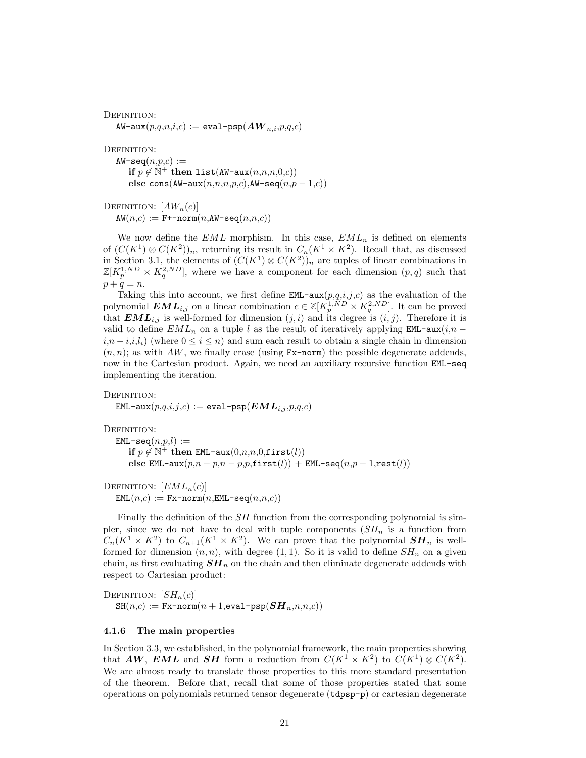Definition:
   AW-aux($p$,$q$,$n$,$i$,$c$) := eval-psp($\boldsymbol{AW}_{n,i}$,$p$,$q$,$c$)

Definition:
   AW-seq($n$,$p$,$c$) :=
      **if** $p \notin \mathbb{N}^+$ **then** list(AW-aux($n$,$n$,$n$,0,$c$))
      **else** cons(AW-aux($n$,$n$,$n$,$p$,$c$),AW-seq($n$,$p-1$,$c$))

Definition: $[AW_n(c)]$
   AW($n$,$c$) := F+-norm($n$,AW-seq($n$,$n$,$c$))

We now define the $EML$ morphism. In this case, $EML_n$ is defined on elements of $(C(K^1) \otimes C(K^2))_n$, returning its result in $C_n(K^1 \times K^2)$. Recall that, as discussed in Section 3.1, the elements of $(C(K^1) \otimes C(K^2))_n$ are tuples of linear combinations in $\mathbb{Z}[K_p^{1,ND} \times K_q^{2,ND}]$, where we have a component for each dimension $(p, q)$ such that $p + q = n$.

Taking this into account, we first define EML-aux($p$,$q$,$i$,$j$,$c$) as the evaluation of the polynomial $\boldsymbol{EML}_{i,j}$ on a linear combination $c \in \mathbb{Z}[K_p^{1,ND} \times K_q^{2,ND}]$. It can be proved that $\boldsymbol{EML}_{i,j}$ is well-formed for dimension $(j, i)$ and its degree is $(i, j)$. Therefore it is valid to define $EML_n$ on a tuple $l$ as the result of iteratively applying EML-aux($i$,$n-i$,$n-i$,$i$,$l_i$) (where $0 \leq i \leq n$) and sum each result to obtain a single chain in dimension $(n, n)$; as with $AW$, we finally erase (using Fx-norm) the possible degenerate addends, now in the Cartesian product. Again, we need an auxiliary recursive function EML-seq implementing the iteration.

Definition:
   EML-aux($p$,$q$,$i$,$j$,$c$) := eval-psp($\boldsymbol{EML}_{i,j}$,$p$,$q$,$c$)

Definition:
   EML-seq($n$,$p$,$l$) :=
      **if** $p \notin \mathbb{N}^+$ **then** EML-aux(0,$n$,$n$,0,first($l$))
      **else** EML-aux($p$,$n-p$,$n-p$,$p$,first($l$)) + EML-seq($n$,$p-1$,rest($l$))

Definition: $[EML_n(c)]$
   EML($n$,$c$) := Fx-norm($n$,EML-seq($n$,$n$,$c$))

Finally the definition of the $SH$ function from the corresponding polynomial is simpler, since we do not have to deal with tuple components ($SH_n$ is a function from $C_n(K^1 \times K^2)$ to $C_{n+1}(K^1 \times K^2)$. We can prove that the polynomial $\boldsymbol{SH}_n$ is well-formed for dimension $(n, n)$, with degree $(1, 1)$. So it is valid to define $SH_n$ on a given chain, as first evaluating $\boldsymbol{SH}_n$ on the chain and then eliminate degenerate addends with respect to Cartesian product:

Definition: $[SH_n(c)]$
   SH($n$,$c$) := Fx-norm($n+1$,eval-psp($\boldsymbol{SH}_n$,$n$,$n$,$c$))

#### 4.1.6 The main properties

In Section 3.3, we established, in the polynomial framework, the main properties showing that $\boldsymbol{AW}$, $\boldsymbol{EML}$ and $\boldsymbol{SH}$ form a reduction from $C(K^1 \times K^2)$ to $C(K^1) \otimes C(K^2)$. We are almost ready to translate those properties to this more standard presentation of the theorem. Before that, recall that some of those properties stated that some operations on polynomials returned tensor degenerate (tdpsp-p) or cartesian degenerate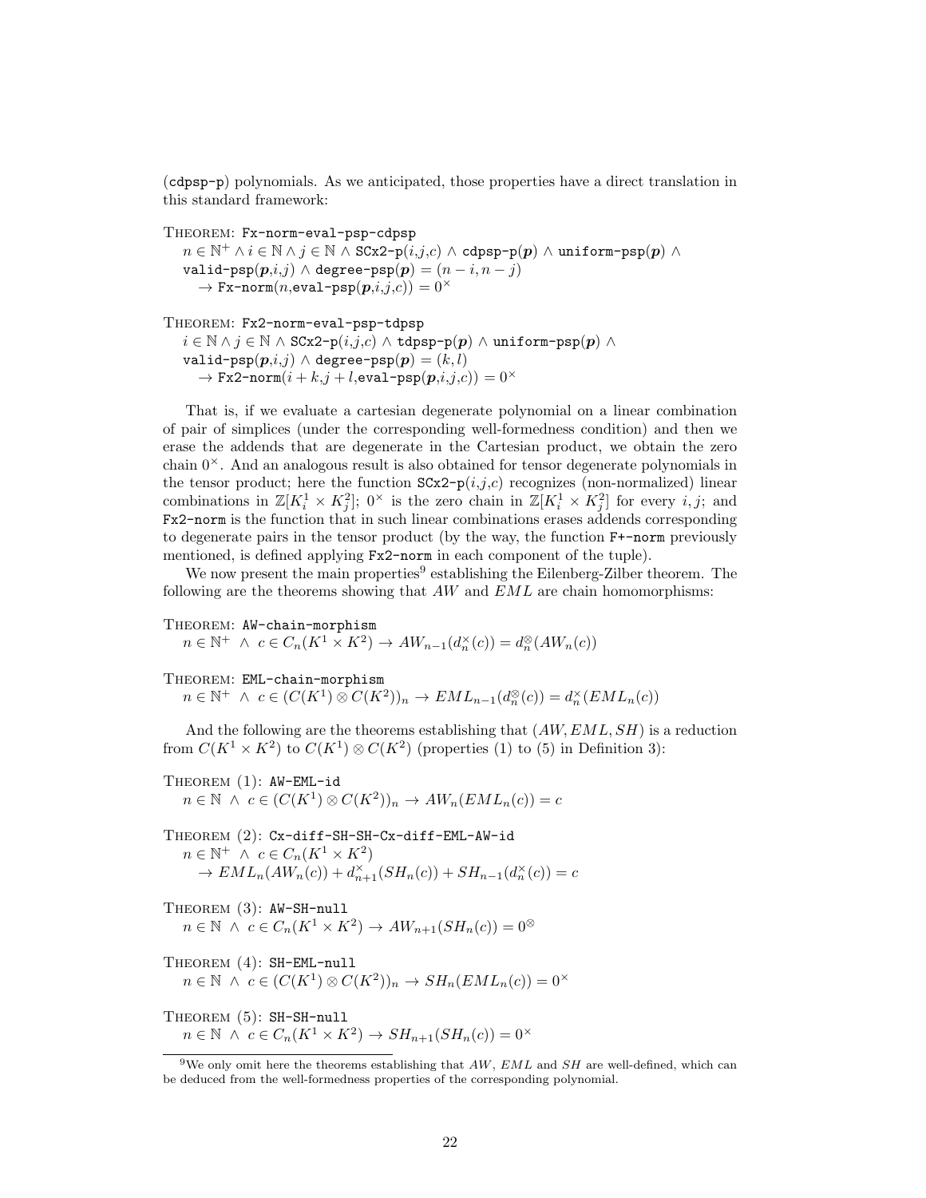(`cdpsp-p`) polynomials. As we anticipated, those properties have a direct translation in this standard framework:

THEOREM: `Fx-norm-eval-psp-cdpsp`
$n \in \mathbb{N}^+ \wedge i \in \mathbb{N} \wedge j \in \mathbb{N} \wedge$ `SCx2-p`$(i,j,c) \wedge$ `cdpsp-p`$(\boldsymbol{p}) \wedge$ `uniform-psp`$(\boldsymbol{p}) \wedge$
`valid-psp`$(\boldsymbol{p},i,j) \wedge$ `degree-psp`$(\boldsymbol{p}) = (n-i, n-j)$
$\rightarrow$ `Fx-norm`$(n,$`eval-psp`$(\boldsymbol{p},i,j,c)) = 0^\times$

THEOREM: `Fx2-norm-eval-psp-tdpsp`
$i \in \mathbb{N} \wedge j \in \mathbb{N} \wedge$ `SCx2-p`$(i,j,c) \wedge$ `tdpsp-p`$(\boldsymbol{p}) \wedge$ `uniform-psp`$(\boldsymbol{p}) \wedge$
`valid-psp`$(\boldsymbol{p},i,j) \wedge$ `degree-psp`$(\boldsymbol{p}) = (k,l)$
$\rightarrow$ `Fx2-norm`$(i+k,j+l,$`eval-psp`$(\boldsymbol{p},i,j,c)) = 0^\times$

That is, if we evaluate a cartesian degenerate polynomial on a linear combination of pair of simplices (under the corresponding well-formedness condition) and then we erase the addends that are degenerate in the Cartesian product, we obtain the zero chain $0^\times$. And an analogous result is also obtained for tensor degenerate polynomials in the tensor product; here the function `SCx2-p`$(i,j,c)$ recognizes (non-normalized) linear combinations in $\mathbb{Z}[K_i^1 \times K_j^2]$; $0^\times$ is the zero chain in $\mathbb{Z}[K_i^1 \times K_j^2]$ for every $i, j$; and `Fx2-norm` is the function that in such linear combinations erases addends corresponding to degenerate pairs in the tensor product (by the way, the function `F+-norm` previously mentioned, is defined applying `Fx2-norm` in each component of the tuple).

We now present the main properties[9] establishing the Eilenberg-Zilber theorem. The following are the theorems showing that $AW$ and $EML$ are chain homomorphisms:

THEOREM: `AW-chain-morphism`
$n \in \mathbb{N}^+ \;\wedge\; c \in C_n(K^1 \times K^2) \rightarrow AW_{n-1}(d_n^\times(c)) = d_n^\otimes(AW_n(c))$

THEOREM: `EML-chain-morphism`
$n \in \mathbb{N}^+ \;\wedge\; c \in (C(K^1) \otimes C(K^2))_n \rightarrow EML_{n-1}(d_n^\otimes(c)) = d_n^\times(EML_n(c))$

And the following are the theorems establishing that $(AW, EML, SH)$ is a reduction from $C(K^1 \times K^2)$ to $C(K^1) \otimes C(K^2)$ (properties (1) to (5) in Definition 3):

THEOREM (1): `AW-EML-id`
$n \in \mathbb{N} \;\wedge\; c \in (C(K^1) \otimes C(K^2))_n \rightarrow AW_n(EML_n(c)) = c$

THEOREM (2): `Cx-diff-SH-SH-Cx-diff-EML-AW-id`
$n \in \mathbb{N}^+ \;\wedge\; c \in C_n(K^1 \times K^2)$
$\rightarrow EML_n(AW_n(c)) + d_{n+1}^\times(SH_n(c)) + SH_{n-1}(d_n^\times(c)) = c$

THEOREM (3): `AW-SH-null`
$n \in \mathbb{N} \;\wedge\; c \in C_n(K^1 \times K^2) \rightarrow AW_{n+1}(SH_n(c)) = 0^\otimes$

THEOREM (4): `SH-EML-null`
$n \in \mathbb{N} \;\wedge\; c \in (C(K^1) \otimes C(K^2))_n \rightarrow SH_n(EML_n(c)) = 0^\times$

THEOREM (5): `SH-SH-null`
$n \in \mathbb{N} \;\wedge\; c \in C_n(K^1 \times K^2) \rightarrow SH_{n+1}(SH_n(c)) = 0^\times$

[9]We only omit here the theorems establishing that $AW$, $EML$ and $SH$ are well-defined, which can be deduced from the well-formedness properties of the corresponding polynomial.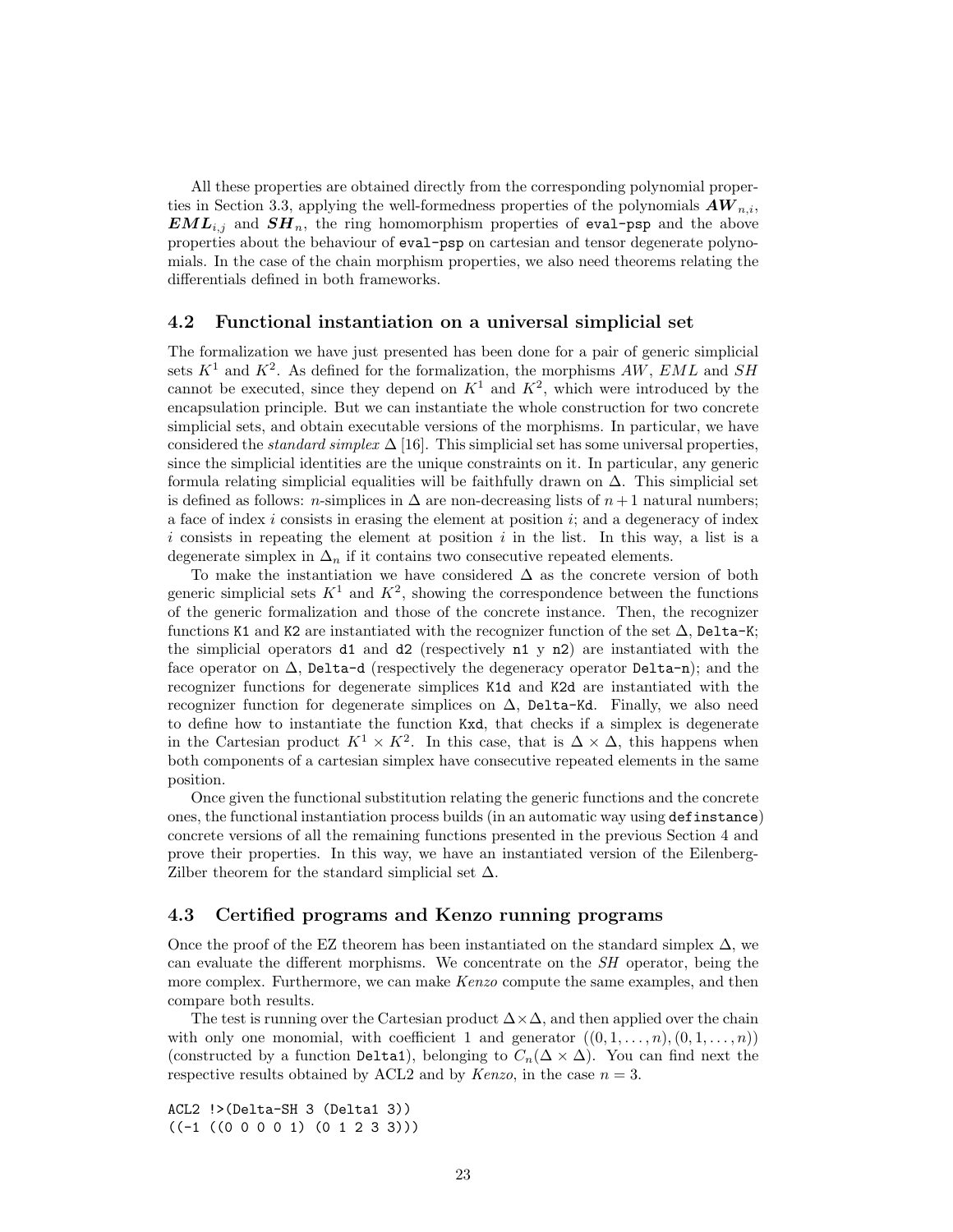All these properties are obtained directly from the corresponding polynomial properties in Section 3.3, applying the well-formedness properties of the polynomials $\boldsymbol{AW}_{n,i}$, $\boldsymbol{EML}_{i,j}$ and $\boldsymbol{SH}_n$, the ring homomorphism properties of `eval-psp` and the above properties about the behaviour of `eval-psp` on cartesian and tensor degenerate polynomials. In the case of the chain morphism properties, we also need theorems relating the differentials defined in both frameworks.

### 4.2 Functional instantiation on a universal simplicial set

The formalization we have just presented has been done for a pair of generic simplicial sets $K^1$ and $K^2$. As defined for the formalization, the morphisms $AW$, $EML$ and $SH$ cannot be executed, since they depend on $K^1$ and $K^2$, which were introduced by the encapsulation principle. But we can instantiate the whole construction for two concrete simplicial sets, and obtain executable versions of the morphisms. In particular, we have considered the *standard simplex* $\Delta$ [16]. This simplicial set has some universal properties, since the simplicial identities are the unique constraints on it. In particular, any generic formula relating simplicial equalities will be faithfully drawn on $\Delta$. This simplicial set is defined as follows: $n$-simplices in $\Delta$ are non-decreasing lists of $n+1$ natural numbers; a face of index $i$ consists in erasing the element at position $i$; and a degeneracy of index $i$ consists in repeating the element at position $i$ in the list. In this way, a list is a degenerate simplex in $\Delta_n$ if it contains two consecutive repeated elements.

To make the instantiation we have considered $\Delta$ as the concrete version of both generic simplicial sets $K^1$ and $K^2$, showing the correspondence between the functions of the generic formalization and those of the concrete instance. Then, the recognizer functions `K1` and `K2` are instantiated with the recognizer function of the set $\Delta$, `Delta-K`; the simplicial operators `d1` and `d2` (respectively `n1` y `n2`) are instantiated with the face operator on $\Delta$, `Delta-d` (respectively the degeneracy operator `Delta-n`); and the recognizer functions for degenerate simplices `K1d` and `K2d` are instantiated with the recognizer function for degenerate simplices on $\Delta$, `Delta-Kd`. Finally, we also need to define how to instantiate the function `Kxd`, that checks if a simplex is degenerate in the Cartesian product $K^1 \times K^2$. In this case, that is $\Delta \times \Delta$, this happens when both components of a cartesian simplex have consecutive repeated elements in the same position.

Once given the functional substitution relating the generic functions and the concrete ones, the functional instantiation process builds (in an automatic way using `definstance`) concrete versions of all the remaining functions presented in the previous Section 4 and prove their properties. In this way, we have an instantiated version of the Eilenberg-Zilber theorem for the standard simplicial set $\Delta$.

### 4.3 Certified programs and Kenzo running programs

Once the proof of the EZ theorem has been instantiated on the standard simplex $\Delta$, we can evaluate the different morphisms. We concentrate on the $SH$ operator, being the more complex. Furthermore, we can make *Kenzo* compute the same examples, and then compare both results.

The test is running over the Cartesian product $\Delta \times \Delta$, and then applied over the chain with only one monomial, with coefficient 1 and generator $((0, 1, \ldots, n), (0, 1, \ldots, n))$ (constructed by a function `Delta1`), belonging to $C_n(\Delta \times \Delta)$. You can find next the respective results obtained by ACL2 and by *Kenzo*, in the case $n = 3$.

```
ACL2 !>(Delta-SH 3 (Delta1 3))
((-1 ((0 0 0 0 1) (0 1 2 3 3)))
```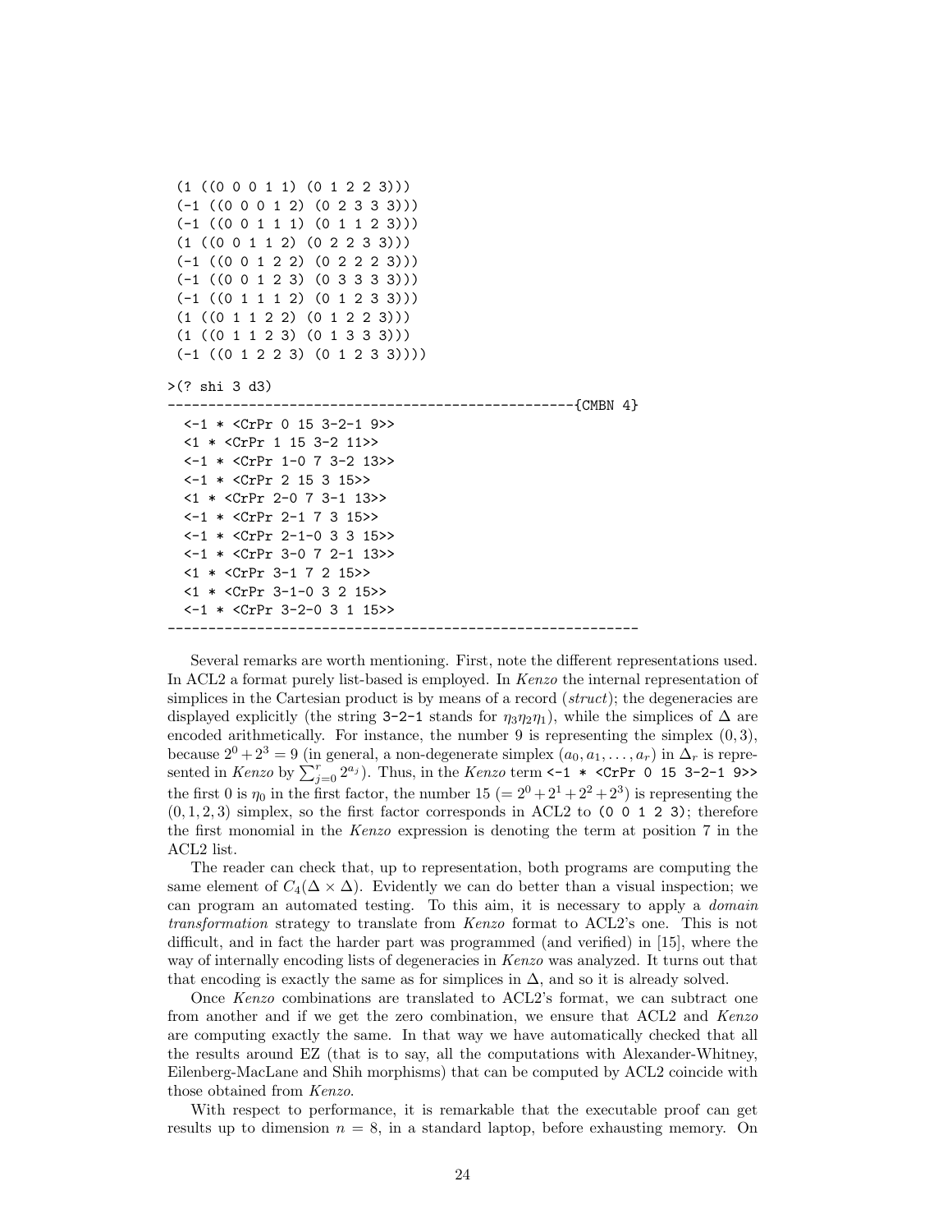```
 (1 ((0 0 0 1 1) (0 1 2 2 3)))
 (-1 ((0 0 0 1 2) (0 2 3 3 3)))
 (-1 ((0 0 1 1 1) (0 1 1 2 3)))
 (1 ((0 0 1 1 2) (0 2 2 3 3)))
 (-1 ((0 0 1 2 2) (0 2 2 2 3)))
 (-1 ((0 0 1 2 3) (0 3 3 3 3)))
 (-1 ((0 1 1 1 2) (0 1 2 3 3)))
 (1 ((0 1 1 2 2) (0 1 2 2 3)))
 (1 ((0 1 1 2 3) (0 1 3 3 3)))
 (-1 ((0 1 2 2 3) (0 1 2 3 3))))

>(? shi 3 d3)
--------------------------------------------------{CMBN 4}
  <-1 * <CrPr 0 15 3-2-1 9>>
  <1 * <CrPr 1 15 3-2 11>>
  <-1 * <CrPr 1-0 7 3-2 13>>
  <-1 * <CrPr 2 15 3 15>>
  <1 * <CrPr 2-0 7 3-1 13>>
  <-1 * <CrPr 2-1 7 3 15>>
  <-1 * <CrPr 2-1-0 3 3 15>>
  <-1 * <CrPr 3-0 7 2-1 13>>
  <1 * <CrPr 3-1 7 2 15>>
  <1 * <CrPr 3-1-0 3 2 15>>
  <-1 * <CrPr 3-2-0 3 1 15>>
-----------------------------------------------------------
```

Several remarks are worth mentioning. First, note the different representations used. In ACL2 a format purely list-based is employed. In *Kenzo* the internal representation of simplices in the Cartesian product is by means of a record (*struct*); the degeneracies are displayed explicitly (the string `3-2-1` stands for $\eta_3\eta_2\eta_1$), while the simplices of $\Delta$ are encoded arithmetically. For instance, the number 9 is representing the simplex $(0, 3)$, because $2^0 + 2^3 = 9$ (in general, a non-degenerate simplex $(a_0, a_1, \ldots, a_r)$ in $\Delta_r$ is represented in *Kenzo* by $\sum_{j=0}^{r} 2^{a_j}$). Thus, in the *Kenzo* term `<-1 * <CrPr 0 15 3-2-1 9>>` the first 0 is $\eta_0$ in the first factor, the number 15 ($= 2^0 + 2^1 + 2^2 + 2^3$) is representing the $(0, 1, 2, 3)$ simplex, so the first factor corresponds in ACL2 to `(0 0 1 2 3)`; therefore the first monomial in the *Kenzo* expression is denoting the term at position 7 in the ACL2 list.

The reader can check that, up to representation, both programs are computing the same element of $C_4(\Delta \times \Delta)$. Evidently we can do better than a visual inspection; we can program an automated testing. To this aim, it is necessary to apply a *domain transformation* strategy to translate from *Kenzo* format to ACL2's one. This is not difficult, and in fact the harder part was programmed (and verified) in [15], where the way of internally encoding lists of degeneracies in *Kenzo* was analyzed. It turns out that that encoding is exactly the same as for simplices in $\Delta$, and so it is already solved.

Once *Kenzo* combinations are translated to ACL2's format, we can subtract one from another and if we get the zero combination, we ensure that ACL2 and *Kenzo* are computing exactly the same. In that way we have automatically checked that all the results around EZ (that is to say, all the computations with Alexander-Whitney, Eilenberg-MacLane and Shih morphisms) that can be computed by ACL2 coincide with those obtained from *Kenzo*.

With respect to performance, it is remarkable that the executable proof can get results up to dimension $n = 8$, in a standard laptop, before exhausting memory. On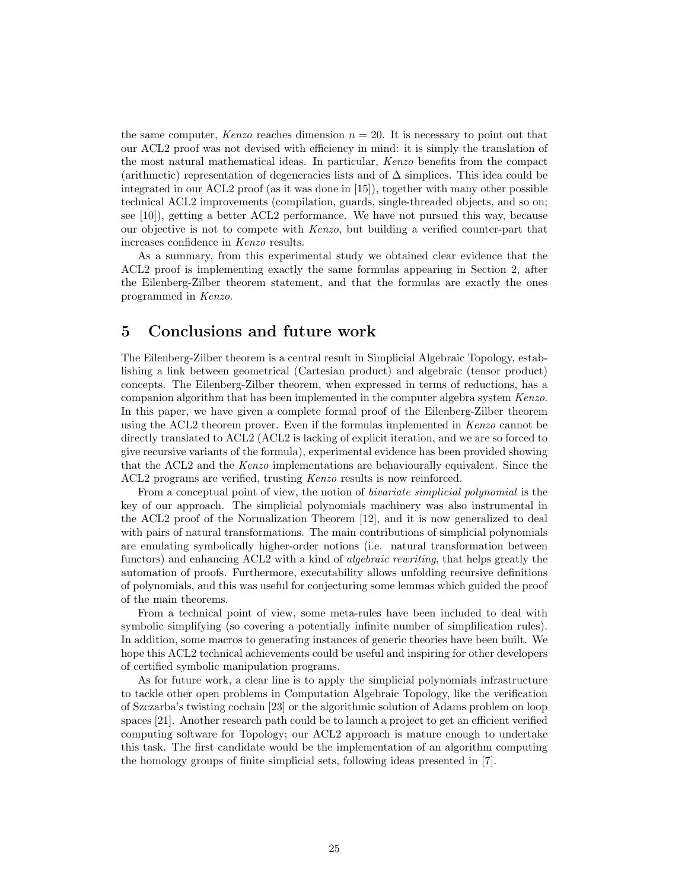the same computer, *Kenzo* reaches dimension $n = 20$. It is necessary to point out that our ACL2 proof was not devised with efficiency in mind: it is simply the translation of the most natural mathematical ideas. In particular, *Kenzo* benefits from the compact (arithmetic) representation of degeneracies lists and of $\Delta$ simplices. This idea could be integrated in our ACL2 proof (as it was done in [15]), together with many other possible technical ACL2 improvements (compilation, guards, single-threaded objects, and so on; see [10]), getting a better ACL2 performance. We have not pursued this way, because our objective is not to compete with *Kenzo*, but building a verified counter-part that increases confidence in *Kenzo* results.

As a summary, from this experimental study we obtained clear evidence that the ACL2 proof is implementing exactly the same formulas appearing in Section 2, after the Eilenberg-Zilber theorem statement, and that the formulas are exactly the ones programmed in *Kenzo*.

## 5 Conclusions and future work

The Eilenberg-Zilber theorem is a central result in Simplicial Algebraic Topology, establishing a link between geometrical (Cartesian product) and algebraic (tensor product) concepts. The Eilenberg-Zilber theorem, when expressed in terms of reductions, has a companion algorithm that has been implemented in the computer algebra system *Kenzo*. In this paper, we have given a complete formal proof of the Eilenberg-Zilber theorem using the ACL2 theorem prover. Even if the formulas implemented in *Kenzo* cannot be directly translated to ACL2 (ACL2 is lacking of explicit iteration, and we are so forced to give recursive variants of the formula), experimental evidence has been provided showing that the ACL2 and the *Kenzo* implementations are behaviourally equivalent. Since the ACL2 programs are verified, trusting *Kenzo* results is now reinforced.

From a conceptual point of view, the notion of *bivariate simplicial polynomial* is the key of our approach. The simplicial polynomials machinery was also instrumental in the ACL2 proof of the Normalization Theorem [12], and it is now generalized to deal with pairs of natural transformations. The main contributions of simplicial polynomials are emulating symbolically higher-order notions (i.e. natural transformation between functors) and enhancing ACL2 with a kind of *algebraic rewriting*, that helps greatly the automation of proofs. Furthermore, executability allows unfolding recursive definitions of polynomials, and this was useful for conjecturing some lemmas which guided the proof of the main theorems.

From a technical point of view, some meta-rules have been included to deal with symbolic simplifying (so covering a potentially infinite number of simplification rules). In addition, some macros to generating instances of generic theories have been built. We hope this ACL2 technical achievements could be useful and inspiring for other developers of certified symbolic manipulation programs.

As for future work, a clear line is to apply the simplicial polynomials infrastructure to tackle other open problems in Computation Algebraic Topology, like the verification of Szczarba's twisting cochain [23] or the algorithmic solution of Adams problem on loop spaces [21]. Another research path could be to launch a project to get an efficient verified computing software for Topology; our ACL2 approach is mature enough to undertake this task. The first candidate would be the implementation of an algorithm computing the homology groups of finite simplicial sets, following ideas presented in [7].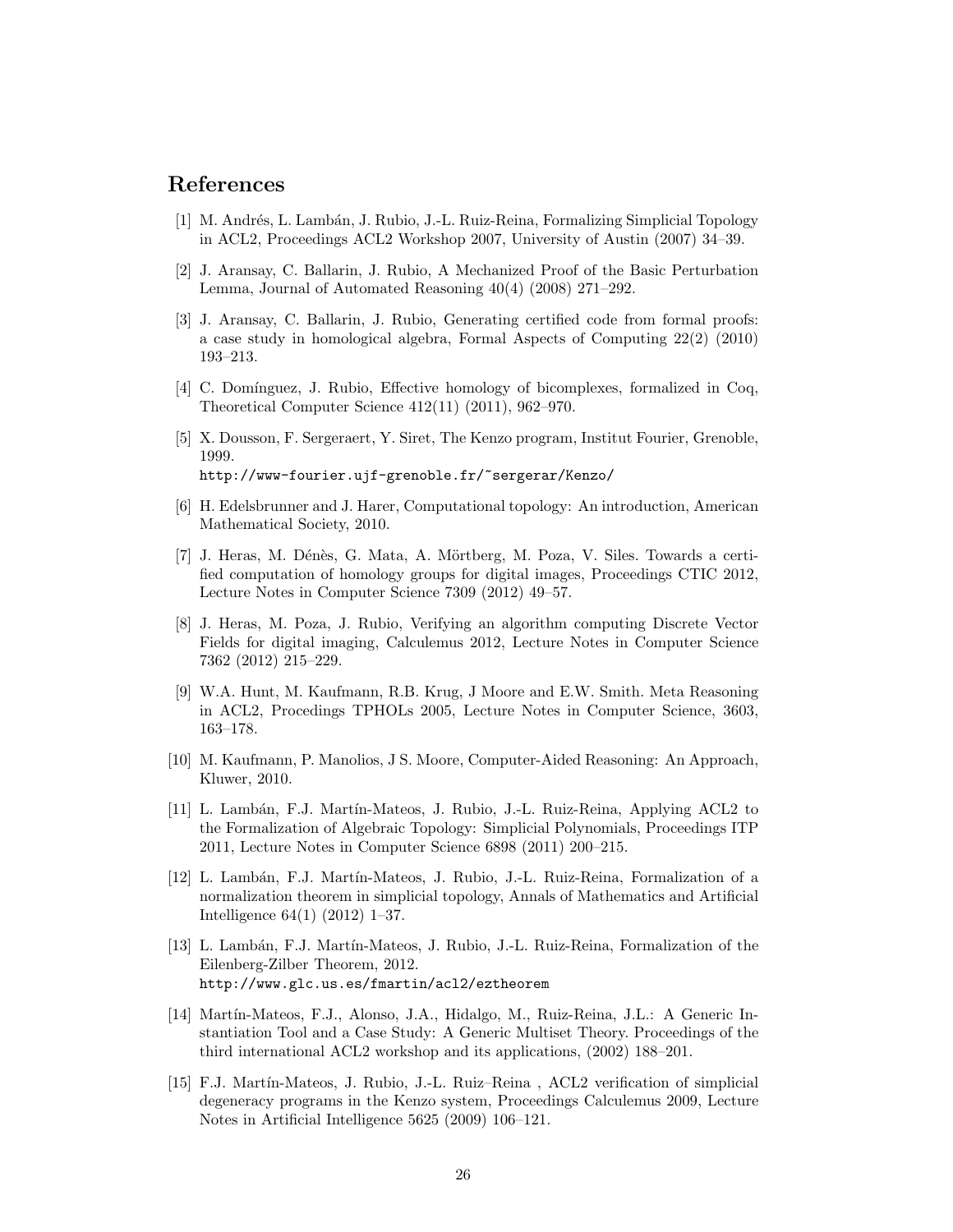# References

[1] M. Andrés, L. Lambán, J. Rubio, J.-L. Ruiz-Reina, Formalizing Simplicial Topology in ACL2, Proceedings ACL2 Workshop 2007, University of Austin (2007) 34–39.

[2] J. Aransay, C. Ballarin, J. Rubio, A Mechanized Proof of the Basic Perturbation Lemma, Journal of Automated Reasoning 40(4) (2008) 271–292.

[3] J. Aransay, C. Ballarin, J. Rubio, Generating certified code from formal proofs: a case study in homological algebra, Formal Aspects of Computing 22(2) (2010) 193–213.

[4] C. Domínguez, J. Rubio, Effective homology of bicomplexes, formalized in Coq, Theoretical Computer Science 412(11) (2011), 962–970.

[5] X. Dousson, F. Sergeraert, Y. Siret, The Kenzo program, Institut Fourier, Grenoble, 1999.
http://www-fourier.ujf-grenoble.fr/~sergerar/Kenzo/

[6] H. Edelsbrunner and J. Harer, Computational topology: An introduction, American Mathematical Society, 2010.

[7] J. Heras, M. Dénès, G. Mata, A. Mörtberg, M. Poza, V. Siles. Towards a certified computation of homology groups for digital images, Proceedings CTIC 2012, Lecture Notes in Computer Science 7309 (2012) 49–57.

[8] J. Heras, M. Poza, J. Rubio, Verifying an algorithm computing Discrete Vector Fields for digital imaging, Calculemus 2012, Lecture Notes in Computer Science 7362 (2012) 215–229.

[9] W.A. Hunt, M. Kaufmann, R.B. Krug, J Moore and E.W. Smith. Meta Reasoning in ACL2, Procedings TPHOLs 2005, Lecture Notes in Computer Science, 3603, 163–178.

[10] M. Kaufmann, P. Manolios, J S. Moore, Computer-Aided Reasoning: An Approach, Kluwer, 2010.

[11] L. Lambán, F.J. Martín-Mateos, J. Rubio, J.-L. Ruiz-Reina, Applying ACL2 to the Formalization of Algebraic Topology: Simplicial Polynomials, Proceedings ITP 2011, Lecture Notes in Computer Science 6898 (2011) 200–215.

[12] L. Lambán, F.J. Martín-Mateos, J. Rubio, J.-L. Ruiz-Reina, Formalization of a normalization theorem in simplicial topology, Annals of Mathematics and Artificial Intelligence 64(1) (2012) 1–37.

[13] L. Lambán, F.J. Martín-Mateos, J. Rubio, J.-L. Ruiz-Reina, Formalization of the Eilenberg-Zilber Theorem, 2012.
http://www.glc.us.es/fmartin/acl2/eztheorem

[14] Martín-Mateos, F.J., Alonso, J.A., Hidalgo, M., Ruiz-Reina, J.L.: A Generic Instantiation Tool and a Case Study: A Generic Multiset Theory. Proceedings of the third international ACL2 workshop and its applications, (2002) 188–201.

[15] F.J. Martín-Mateos, J. Rubio, J.-L. Ruiz–Reina , ACL2 verification of simplicial degeneracy programs in the Kenzo system, Proceedings Calculemus 2009, Lecture Notes in Artificial Intelligence 5625 (2009) 106–121.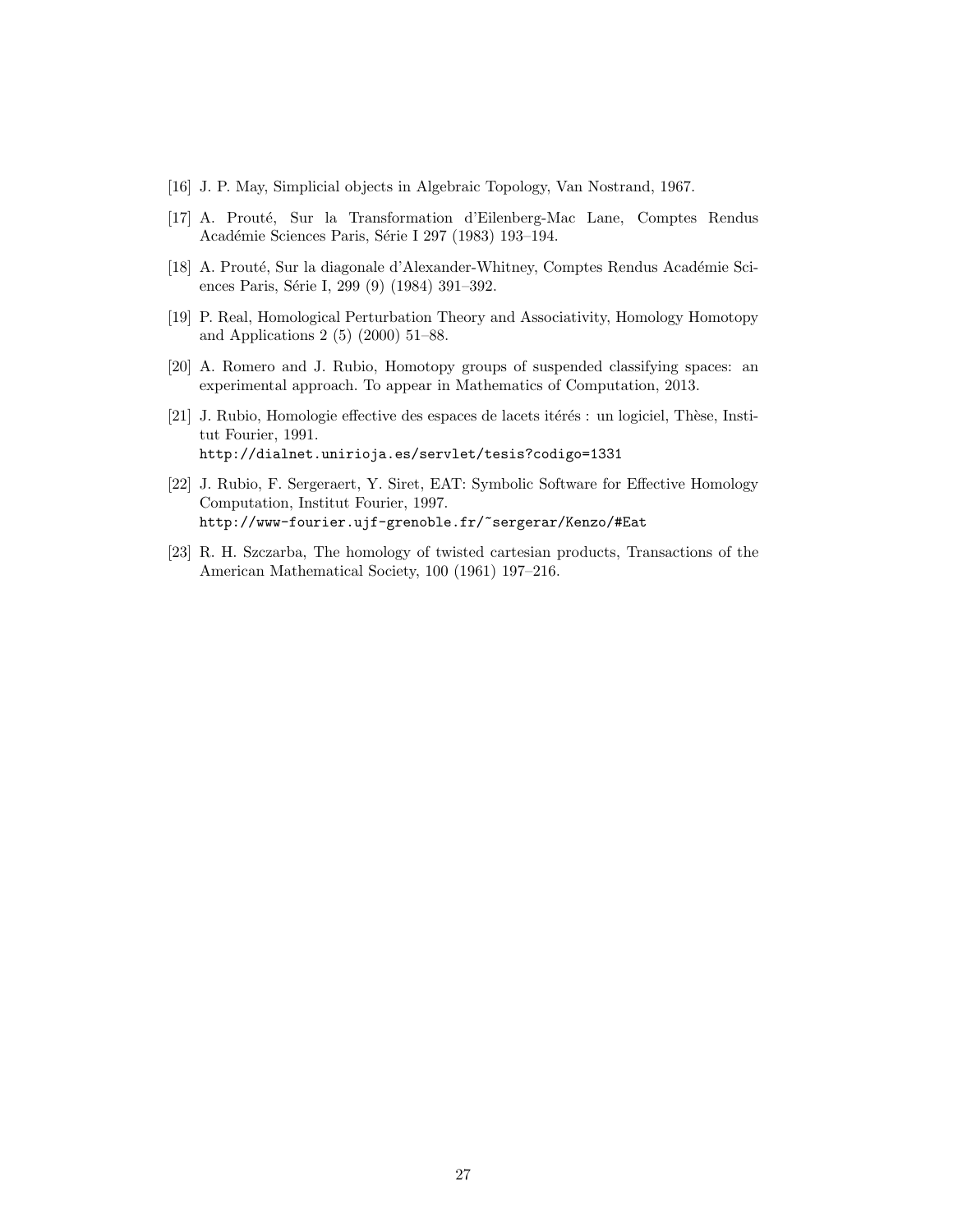[16] J. P. May, Simplicial objects in Algebraic Topology, Van Nostrand, 1967.

[17] A. Prouté, Sur la Transformation d'Eilenberg-Mac Lane, Comptes Rendus Académie Sciences Paris, Série I 297 (1983) 193–194.

[18] A. Prouté, Sur la diagonale d'Alexander-Whitney, Comptes Rendus Académie Sciences Paris, Série I, 299 (9) (1984) 391–392.

[19] P. Real, Homological Perturbation Theory and Associativity, Homology Homotopy and Applications 2 (5) (2000) 51–88.

[20] A. Romero and J. Rubio, Homotopy groups of suspended classifying spaces: an experimental approach. To appear in Mathematics of Computation, 2013.

[21] J. Rubio, Homologie effective des espaces de lacets itérés : un logiciel, Thèse, Institut Fourier, 1991.
`http://dialnet.unirioja.es/servlet/tesis?codigo=1331`

[22] J. Rubio, F. Sergeraert, Y. Siret, EAT: Symbolic Software for Effective Homology Computation, Institut Fourier, 1997.
`http://www-fourier.ujf-grenoble.fr/~sergerar/Kenzo/#Eat`

[23] R. H. Szczarba, The homology of twisted cartesian products, Transactions of the American Mathematical Society, 100 (1961) 197–216.